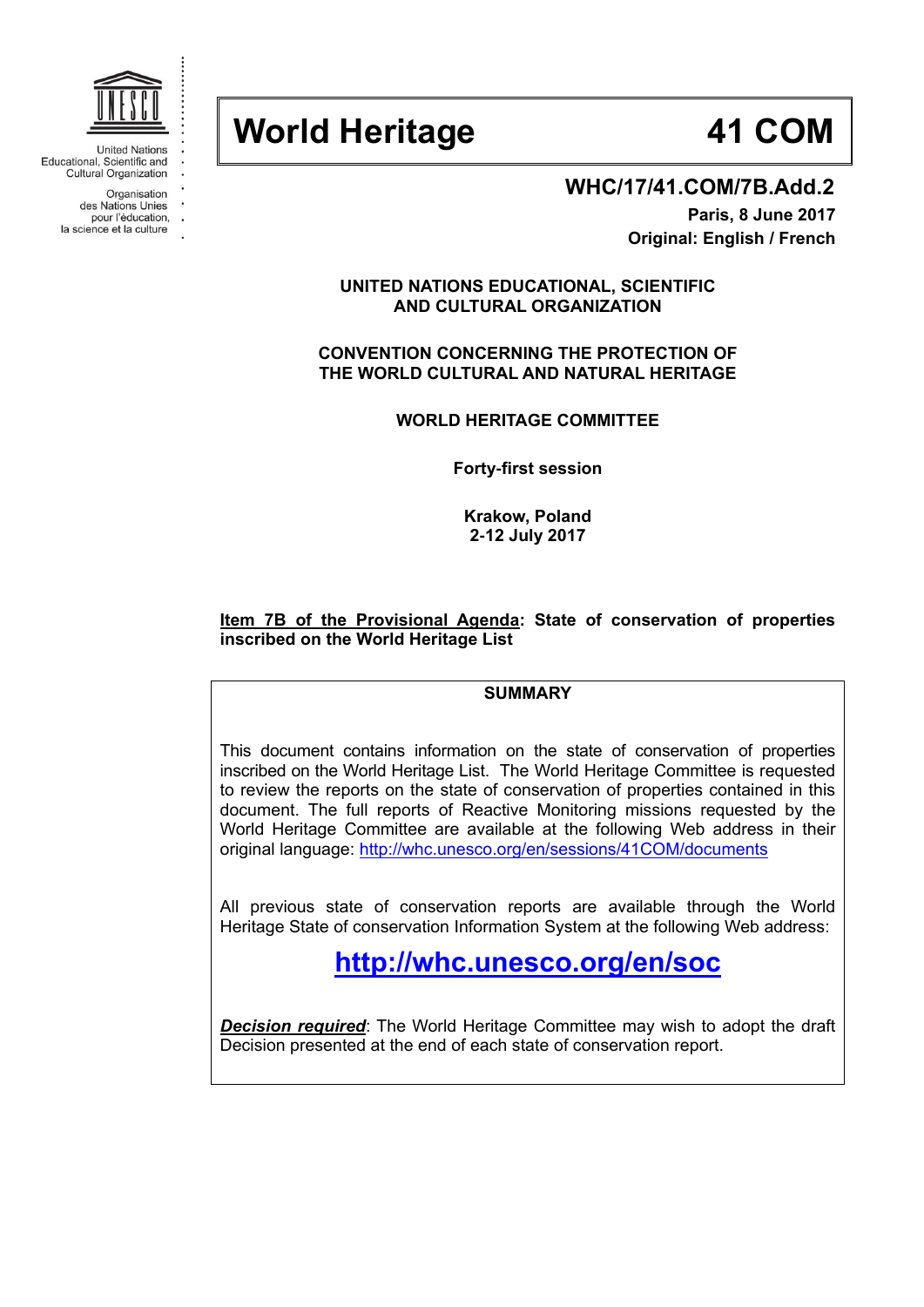United Nations
Educational, Scientific and
Cultural Organization

Organisation
des Nations Unies
pour l'éducation,
la science et la culture

# World Heritage 41 COM

**WHC/17/41.COM/7B.Add.2**

**Paris, 8 June 2017**

**Original: English / French**

**UNITED NATIONS EDUCATIONAL, SCIENTIFIC AND CULTURAL ORGANIZATION**

**CONVENTION CONCERNING THE PROTECTION OF THE WORLD CULTURAL AND NATURAL HERITAGE**

**WORLD HERITAGE COMMITTEE**

**Forty-first session**

**Krakow, Poland**
**2-12 July 2017**

**Item 7B of the Provisional Agenda: State of conservation of properties inscribed on the World Heritage List**

**SUMMARY**

This document contains information on the state of conservation of properties inscribed on the World Heritage List. The World Heritage Committee is requested to review the reports on the state of conservation of properties contained in this document. The full reports of Reactive Monitoring missions requested by the World Heritage Committee are available at the following Web address in their original language: http://whc.unesco.org/en/sessions/41COM/documents

All previous state of conservation reports are available through the World Heritage State of conservation Information System at the following Web address:

**http://whc.unesco.org/en/soc**

***Decision required***: The World Heritage Committee may wish to adopt the draft Decision presented at the end of each state of conservation report.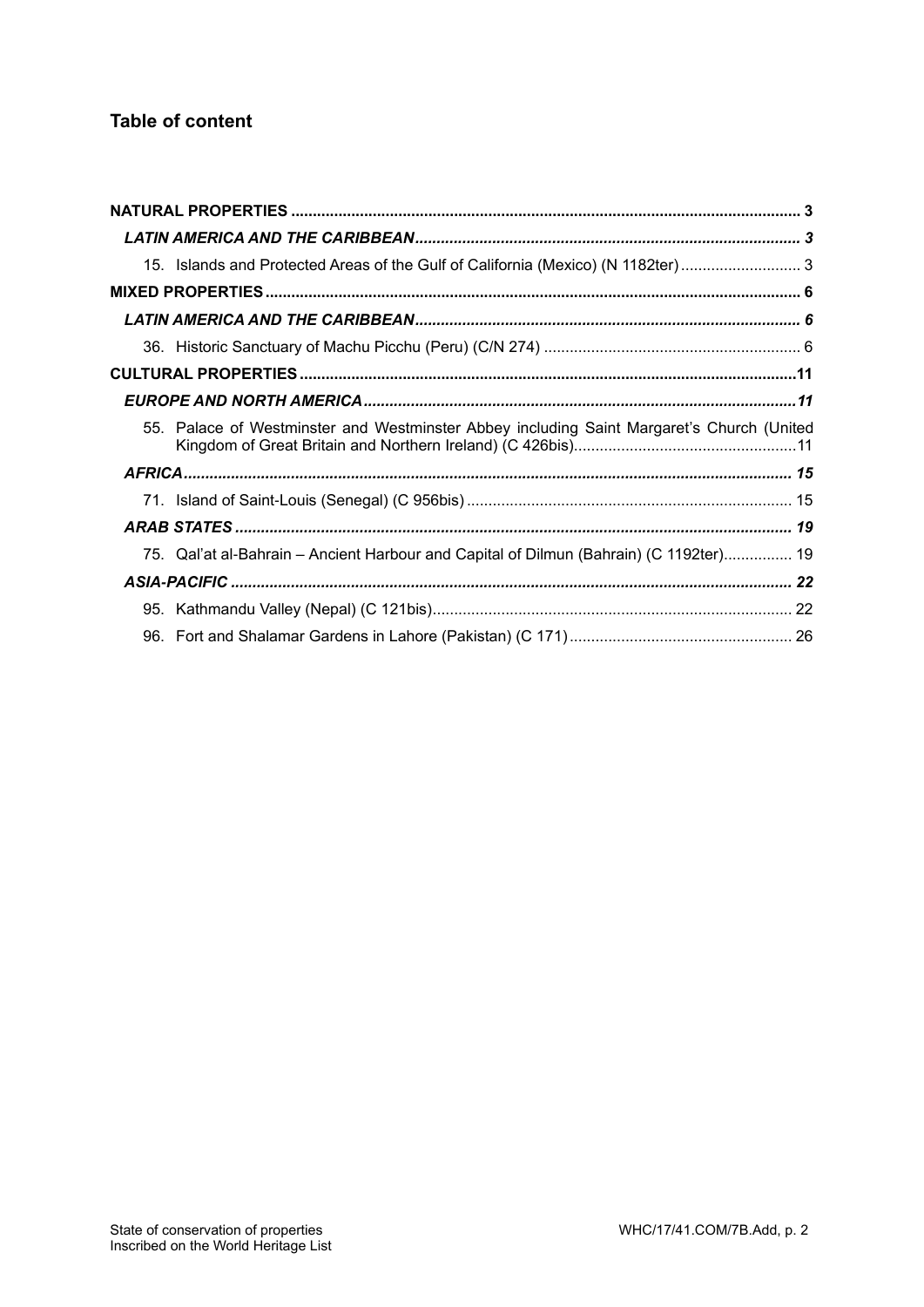## Table of content

**NATURAL PROPERTIES** ..... 3

*LATIN AMERICA AND THE CARIBBEAN* ..... 3

15. Islands and Protected Areas of the Gulf of California (Mexico) (N 1182ter) ..... 3

**MIXED PROPERTIES** ..... 6

*LATIN AMERICA AND THE CARIBBEAN* ..... 6

36. Historic Sanctuary of Machu Picchu (Peru) (C/N 274) ..... 6

**CULTURAL PROPERTIES** ..... 11

*EUROPE AND NORTH AMERICA* ..... 11

55. Palace of Westminster and Westminster Abbey including Saint Margaret's Church (United Kingdom of Great Britain and Northern Ireland) (C 426bis) ..... 11

*AFRICA* ..... 15

71. Island of Saint-Louis (Senegal) (C 956bis) ..... 15

*ARAB STATES* ..... 19

75. Qal'at al-Bahrain – Ancient Harbour and Capital of Dilmun (Bahrain) (C 1192ter) ..... 19

*ASIA-PACIFIC* ..... 22

95. Kathmandu Valley (Nepal) (C 121bis) ..... 22

96. Fort and Shalamar Gardens in Lahore (Pakistan) (C 171) ..... 26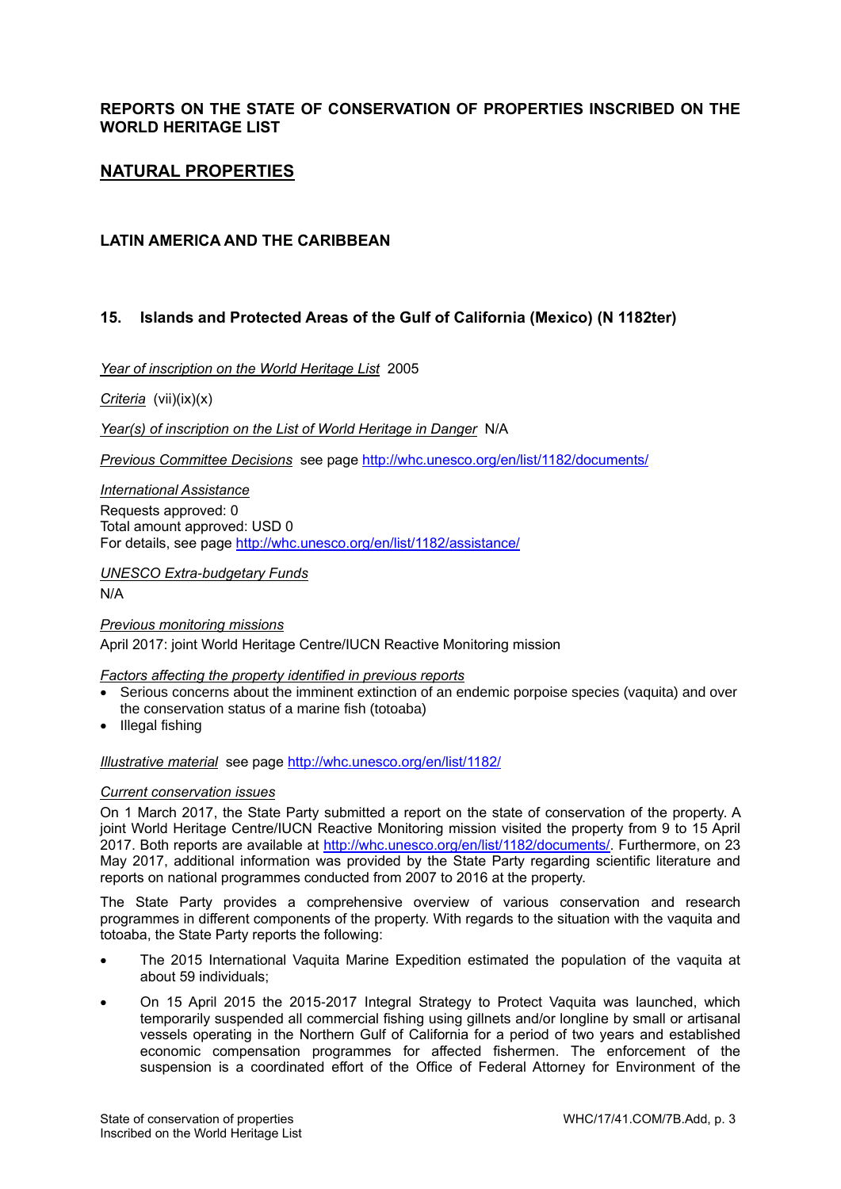**REPORTS ON THE STATE OF CONSERVATION OF PROPERTIES INSCRIBED ON THE WORLD HERITAGE LIST**

## NATURAL PROPERTIES

### LATIN AMERICA AND THE CARIBBEAN

### 15. Islands and Protected Areas of the Gulf of California (Mexico) (N 1182ter)

*Year of inscription on the World Heritage List* 2005

*Criteria* (vii)(ix)(x)

*Year(s) of inscription on the List of World Heritage in Danger* N/A

*Previous Committee Decisions* see page http://whc.unesco.org/en/list/1182/documents/

*International Assistance*
Requests approved: 0
Total amount approved: USD 0
For details, see page http://whc.unesco.org/en/list/1182/assistance/

*UNESCO Extra-budgetary Funds*
N/A

*Previous monitoring missions*
April 2017: joint World Heritage Centre/IUCN Reactive Monitoring mission

*Factors affecting the property identified in previous reports*

- Serious concerns about the imminent extinction of an endemic porpoise species (vaquita) and over the conservation status of a marine fish (totoaba)
- Illegal fishing

*Illustrative material* see page http://whc.unesco.org/en/list/1182/

*Current conservation issues*

On 1 March 2017, the State Party submitted a report on the state of conservation of the property. A joint World Heritage Centre/IUCN Reactive Monitoring mission visited the property from 9 to 15 April 2017. Both reports are available at http://whc.unesco.org/en/list/1182/documents/. Furthermore, on 23 May 2017, additional information was provided by the State Party regarding scientific literature and reports on national programmes conducted from 2007 to 2016 at the property.

The State Party provides a comprehensive overview of various conservation and research programmes in different components of the property. With regards to the situation with the vaquita and totoaba, the State Party reports the following:

- The 2015 International Vaquita Marine Expedition estimated the population of the vaquita at about 59 individuals;
- On 15 April 2015 the 2015-2017 Integral Strategy to Protect Vaquita was launched, which temporarily suspended all commercial fishing using gillnets and/or longline by small or artisanal vessels operating in the Northern Gulf of California for a period of two years and established economic compensation programmes for affected fishermen. The enforcement of the suspension is a coordinated effort of the Office of Federal Attorney for Environment of the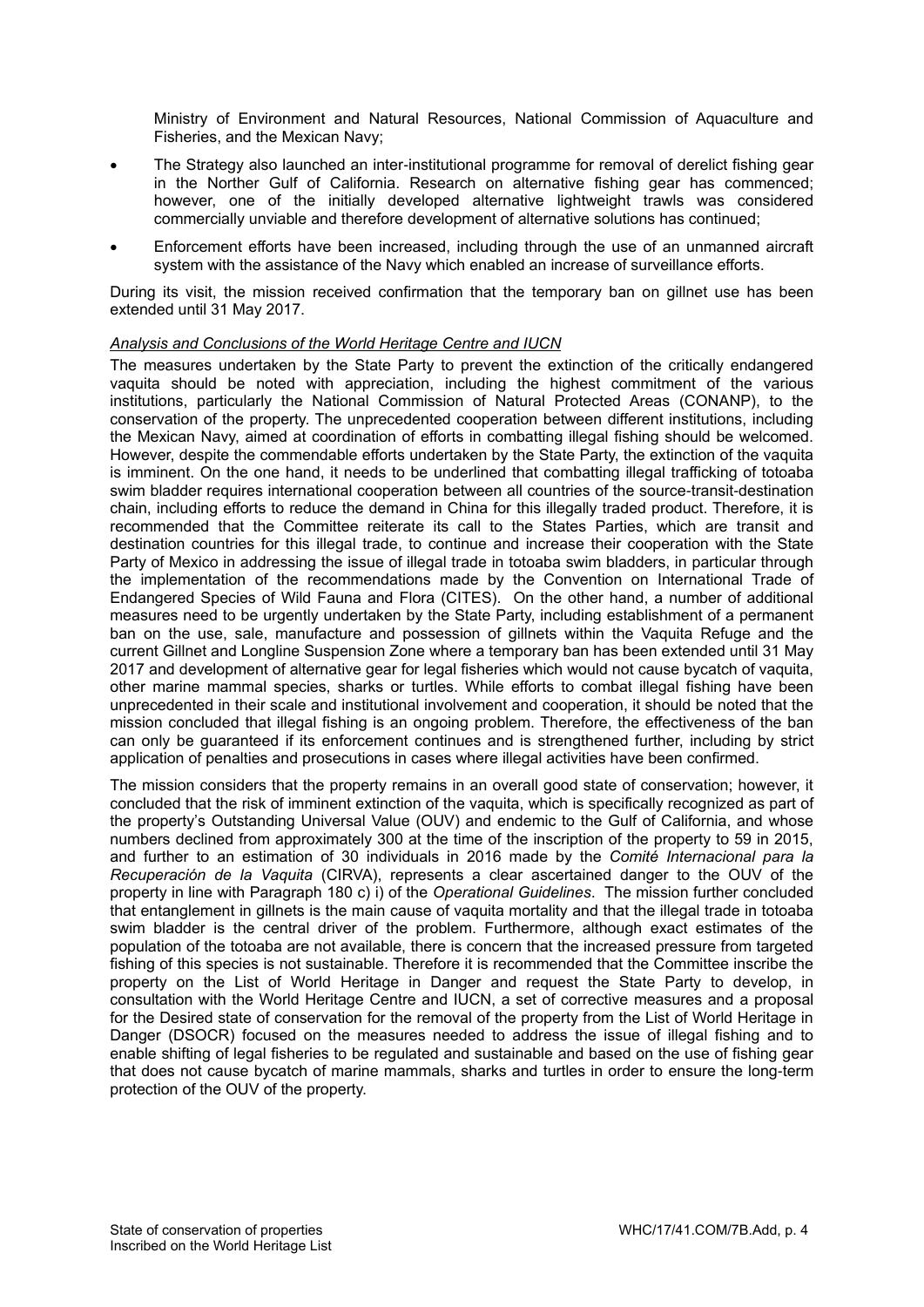Ministry of Environment and Natural Resources, National Commission of Aquaculture and Fisheries, and the Mexican Navy;

- The Strategy also launched an inter-institutional programme for removal of derelict fishing gear in the Norther Gulf of California. Research on alternative fishing gear has commenced; however, one of the initially developed alternative lightweight trawls was considered commercially unviable and therefore development of alternative solutions has continued;
- Enforcement efforts have been increased, including through the use of an unmanned aircraft system with the assistance of the Navy which enabled an increase of surveillance efforts.

During its visit, the mission received confirmation that the temporary ban on gillnet use has been extended until 31 May 2017.

*Analysis and Conclusions of the World Heritage Centre and IUCN*

The measures undertaken by the State Party to prevent the extinction of the critically endangered vaquita should be noted with appreciation, including the highest commitment of the various institutions, particularly the National Commission of Natural Protected Areas (CONANP), to the conservation of the property. The unprecedented cooperation between different institutions, including the Mexican Navy, aimed at coordination of efforts in combatting illegal fishing should be welcomed. However, despite the commendable efforts undertaken by the State Party, the extinction of the vaquita is imminent. On the one hand, it needs to be underlined that combatting illegal trafficking of totoaba swim bladder requires international cooperation between all countries of the source-transit-destination chain, including efforts to reduce the demand in China for this illegally traded product. Therefore, it is recommended that the Committee reiterate its call to the States Parties, which are transit and destination countries for this illegal trade, to continue and increase their cooperation with the State Party of Mexico in addressing the issue of illegal trade in totoaba swim bladders, in particular through the implementation of the recommendations made by the Convention on International Trade of Endangered Species of Wild Fauna and Flora (CITES). On the other hand, a number of additional measures need to be urgently undertaken by the State Party, including establishment of a permanent ban on the use, sale, manufacture and possession of gillnets within the Vaquita Refuge and the current Gillnet and Longline Suspension Zone where a temporary ban has been extended until 31 May 2017 and development of alternative gear for legal fisheries which would not cause bycatch of vaquita, other marine mammal species, sharks or turtles. While efforts to combat illegal fishing have been unprecedented in their scale and institutional involvement and cooperation, it should be noted that the mission concluded that illegal fishing is an ongoing problem. Therefore, the effectiveness of the ban can only be guaranteed if its enforcement continues and is strengthened further, including by strict application of penalties and prosecutions in cases where illegal activities have been confirmed.

The mission considers that the property remains in an overall good state of conservation; however, it concluded that the risk of imminent extinction of the vaquita, which is specifically recognized as part of the property's Outstanding Universal Value (OUV) and endemic to the Gulf of California, and whose numbers declined from approximately 300 at the time of the inscription of the property to 59 in 2015, and further to an estimation of 30 individuals in 2016 made by the *Comité Internacional para la Recuperación de la Vaquita* (CIRVA), represents a clear ascertained danger to the OUV of the property in line with Paragraph 180 c) i) of the *Operational Guidelines*. The mission further concluded that entanglement in gillnets is the main cause of vaquita mortality and that the illegal trade in totoaba swim bladder is the central driver of the problem. Furthermore, although exact estimates of the population of the totoaba are not available, there is concern that the increased pressure from targeted fishing of this species is not sustainable. Therefore it is recommended that the Committee inscribe the property on the List of World Heritage in Danger and request the State Party to develop, in consultation with the World Heritage Centre and IUCN, a set of corrective measures and a proposal for the Desired state of conservation for the removal of the property from the List of World Heritage in Danger (DSOCR) focused on the measures needed to address the issue of illegal fishing and to enable shifting of legal fisheries to be regulated and sustainable and based on the use of fishing gear that does not cause bycatch of marine mammals, sharks and turtles in order to ensure the long-term protection of the OUV of the property.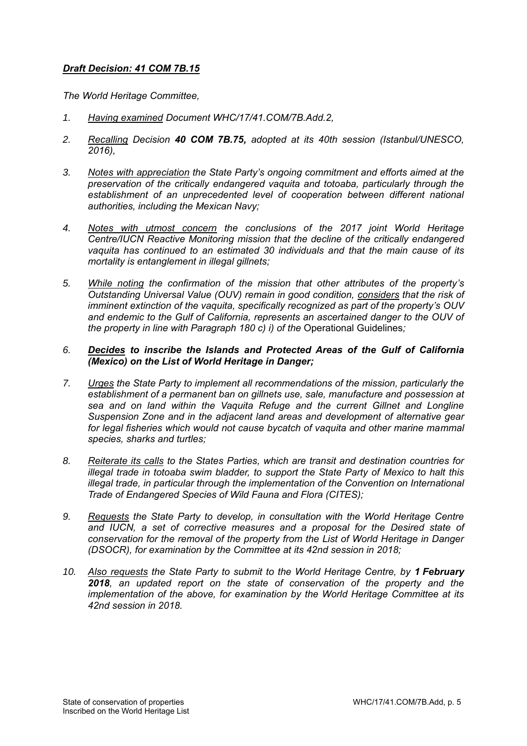***Draft Decision: 41 COM 7B.15***

*The World Heritage Committee,*

1. *Having examined Document WHC/17/41.COM/7B.Add.2,*
2. *Recalling Decision **40 COM 7B.75,** adopted at its 40th session (Istanbul/UNESCO, 2016),*
3. *Notes with appreciation the State Party's ongoing commitment and efforts aimed at the preservation of the critically endangered vaquita and totoaba, particularly through the establishment of an unprecedented level of cooperation between different national authorities, including the Mexican Navy;*
4. *Notes with utmost concern the conclusions of the 2017 joint World Heritage Centre/IUCN Reactive Monitoring mission that the decline of the critically endangered vaquita has continued to an estimated 30 individuals and that the main cause of its mortality is entanglement in illegal gillnets;*
5. *While noting the confirmation of the mission that other attributes of the property's Outstanding Universal Value (OUV) remain in good condition, considers that the risk of imminent extinction of the vaquita, specifically recognized as part of the property's OUV and endemic to the Gulf of California, represents an ascertained danger to the OUV of the property in line with Paragraph 180 c) i) of the* Operational Guidelines*;*
6. ***Decides to inscribe the Islands and Protected Areas of the Gulf of California (Mexico) on the List of World Heritage in Danger;***
7. *Urges the State Party to implement all recommendations of the mission, particularly the establishment of a permanent ban on gillnets use, sale, manufacture and possession at sea and on land within the Vaquita Refuge and the current Gillnet and Longline Suspension Zone and in the adjacent land areas and development of alternative gear for legal fisheries which would not cause bycatch of vaquita and other marine mammal species, sharks and turtles;*
8. *Reiterate its calls to the States Parties, which are transit and destination countries for illegal trade in totoaba swim bladder, to support the State Party of Mexico to halt this illegal trade, in particular through the implementation of the Convention on International Trade of Endangered Species of Wild Fauna and Flora (CITES);*
9. *Requests the State Party to develop, in consultation with the World Heritage Centre and IUCN, a set of corrective measures and a proposal for the Desired state of conservation for the removal of the property from the List of World Heritage in Danger (DSOCR), for examination by the Committee at its 42nd session in 2018;*
10. *Also requests the State Party to submit to the World Heritage Centre, by **1 February 2018**, an updated report on the state of conservation of the property and the implementation of the above, for examination by the World Heritage Committee at its 42nd session in 2018.*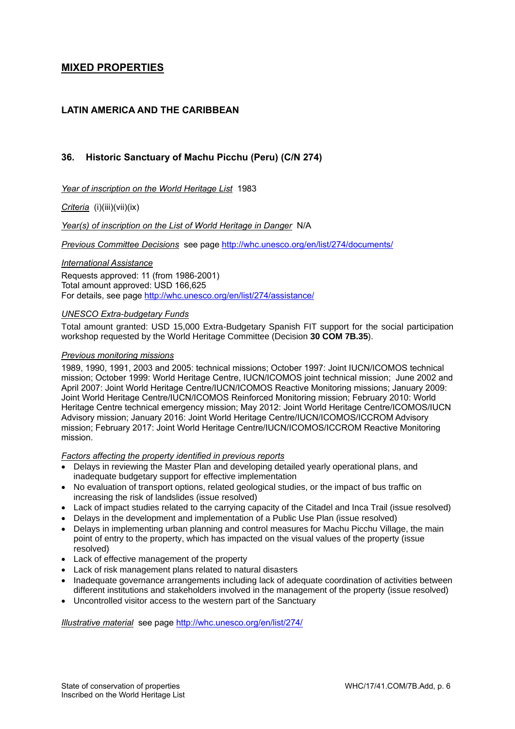# MIXED PROPERTIES

## LATIN AMERICA AND THE CARIBBEAN

### 36. Historic Sanctuary of Machu Picchu (Peru) (C/N 274)

*Year of inscription on the World Heritage List* 1983

*Criteria* (i)(iii)(vii)(ix)

*Year(s) of inscription on the List of World Heritage in Danger* N/A

*Previous Committee Decisions* see page http://whc.unesco.org/en/list/274/documents/

*International Assistance*

Requests approved: 11 (from 1986-2001)
Total amount approved: USD 166,625
For details, see page http://whc.unesco.org/en/list/274/assistance/

*UNESCO Extra-budgetary Funds*

Total amount granted: USD 15,000 Extra-Budgetary Spanish FIT support for the social participation workshop requested by the World Heritage Committee (Decision **30 COM 7B.35**).

*Previous monitoring missions*

1989, 1990, 1991, 2003 and 2005: technical missions; October 1997: Joint IUCN/ICOMOS technical mission; October 1999: World Heritage Centre, IUCN/ICOMOS joint technical mission; June 2002 and April 2007: Joint World Heritage Centre/IUCN/ICOMOS Reactive Monitoring missions; January 2009: Joint World Heritage Centre/IUCN/ICOMOS Reinforced Monitoring mission; February 2010: World Heritage Centre technical emergency mission; May 2012: Joint World Heritage Centre/ICOMOS/IUCN Advisory mission; January 2016: Joint World Heritage Centre/IUCN/ICOMOS/ICCROM Advisory mission; February 2017: Joint World Heritage Centre/IUCN/ICOMOS/ICCROM Reactive Monitoring mission.

*Factors affecting the property identified in previous reports*

- Delays in reviewing the Master Plan and developing detailed yearly operational plans, and inadequate budgetary support for effective implementation
- No evaluation of transport options, related geological studies, or the impact of bus traffic on increasing the risk of landslides (issue resolved)
- Lack of impact studies related to the carrying capacity of the Citadel and Inca Trail (issue resolved)
- Delays in the development and implementation of a Public Use Plan (issue resolved)
- Delays in implementing urban planning and control measures for Machu Picchu Village, the main point of entry to the property, which has impacted on the visual values of the property (issue resolved)
- Lack of effective management of the property
- Lack of risk management plans related to natural disasters
- Inadequate governance arrangements including lack of adequate coordination of activities between different institutions and stakeholders involved in the management of the property (issue resolved)
- Uncontrolled visitor access to the western part of the Sanctuary

*Illustrative material* see page http://whc.unesco.org/en/list/274/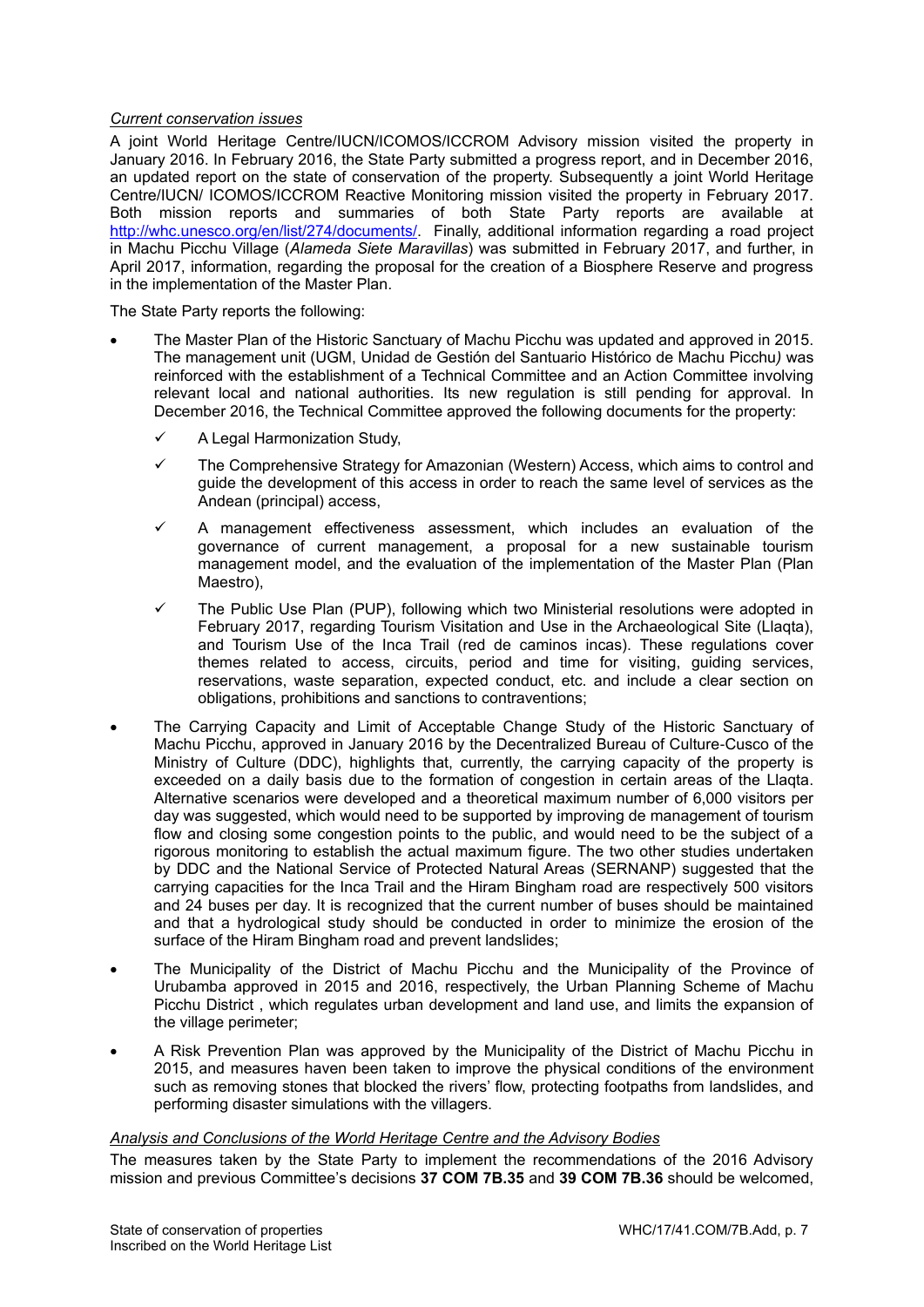*Current conservation issues*

A joint World Heritage Centre/IUCN/ICOMOS/ICCROM Advisory mission visited the property in January 2016. In February 2016, the State Party submitted a progress report, and in December 2016, an updated report on the state of conservation of the property. Subsequently a joint World Heritage Centre/IUCN/ ICOMOS/ICCROM Reactive Monitoring mission visited the property in February 2017. Both mission reports and summaries of both State Party reports are available at http://whc.unesco.org/en/list/274/documents/. Finally, additional information regarding a road project in Machu Picchu Village (*Alameda Siete Maravillas*) was submitted in February 2017, and further, in April 2017, information, regarding the proposal for the creation of a Biosphere Reserve and progress in the implementation of the Master Plan.

The State Party reports the following:

- The Master Plan of the Historic Sanctuary of Machu Picchu was updated and approved in 2015. The management unit (UGM, Unidad de Gestión del Santuario Histórico de Machu Picchu*)* was reinforced with the establishment of a Technical Committee and an Action Committee involving relevant local and national authorities. Its new regulation is still pending for approval. In December 2016, the Technical Committee approved the following documents for the property:
  - ✓ A Legal Harmonization Study,
  - ✓ The Comprehensive Strategy for Amazonian (Western) Access, which aims to control and guide the development of this access in order to reach the same level of services as the Andean (principal) access,
  - ✓ A management effectiveness assessment, which includes an evaluation of the governance of current management, a proposal for a new sustainable tourism management model, and the evaluation of the implementation of the Master Plan (Plan Maestro),
  - ✓ The Public Use Plan (PUP), following which two Ministerial resolutions were adopted in February 2017, regarding Tourism Visitation and Use in the Archaeological Site (Llaqta), and Tourism Use of the Inca Trail (red de caminos incas). These regulations cover themes related to access, circuits, period and time for visiting, guiding services, reservations, waste separation, expected conduct, etc. and include a clear section on obligations, prohibitions and sanctions to contraventions;
- The Carrying Capacity and Limit of Acceptable Change Study of the Historic Sanctuary of Machu Picchu, approved in January 2016 by the Decentralized Bureau of Culture-Cusco of the Ministry of Culture (DDC), highlights that, currently, the carrying capacity of the property is exceeded on a daily basis due to the formation of congestion in certain areas of the Llaqta. Alternative scenarios were developed and a theoretical maximum number of 6,000 visitors per day was suggested, which would need to be supported by improving de management of tourism flow and closing some congestion points to the public, and would need to be the subject of a rigorous monitoring to establish the actual maximum figure. The two other studies undertaken by DDC and the National Service of Protected Natural Areas (SERNANP) suggested that the carrying capacities for the Inca Trail and the Hiram Bingham road are respectively 500 visitors and 24 buses per day. It is recognized that the current number of buses should be maintained and that a hydrological study should be conducted in order to minimize the erosion of the surface of the Hiram Bingham road and prevent landslides;
- The Municipality of the District of Machu Picchu and the Municipality of the Province of Urubamba approved in 2015 and 2016, respectively, the Urban Planning Scheme of Machu Picchu District , which regulates urban development and land use, and limits the expansion of the village perimeter;
- A Risk Prevention Plan was approved by the Municipality of the District of Machu Picchu in 2015, and measures haven been taken to improve the physical conditions of the environment such as removing stones that blocked the rivers' flow, protecting footpaths from landslides, and performing disaster simulations with the villagers.

*Analysis and Conclusions of the World Heritage Centre and the Advisory Bodies*

The measures taken by the State Party to implement the recommendations of the 2016 Advisory mission and previous Committee's decisions **37 COM 7B.35** and **39 COM 7B.36** should be welcomed,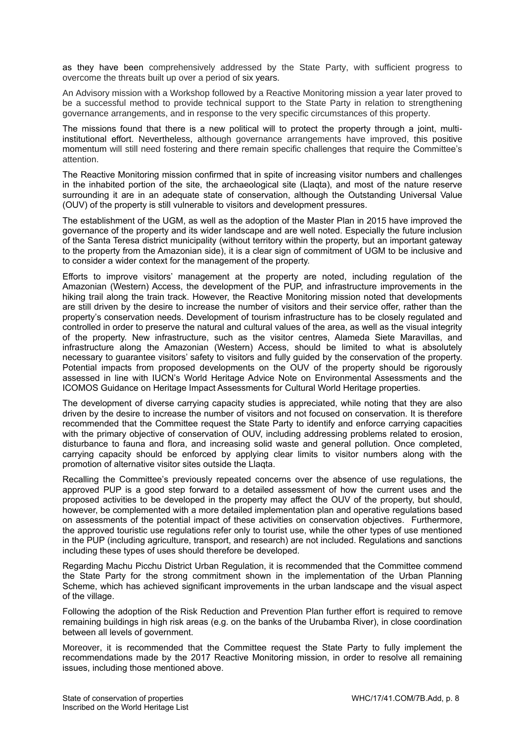as they have been comprehensively addressed by the State Party, with sufficient progress to overcome the threats built up over a period of six years.

An Advisory mission with a Workshop followed by a Reactive Monitoring mission a year later proved to be a successful method to provide technical support to the State Party in relation to strengthening governance arrangements, and in response to the very specific circumstances of this property.

The missions found that there is a new political will to protect the property through a joint, multi-institutional effort. Nevertheless, although governance arrangements have improved, this positive momentum will still need fostering and there remain specific challenges that require the Committee's attention.

The Reactive Monitoring mission confirmed that in spite of increasing visitor numbers and challenges in the inhabited portion of the site, the archaeological site (Llaqta), and most of the nature reserve surrounding it are in an adequate state of conservation, although the Outstanding Universal Value (OUV) of the property is still vulnerable to visitors and development pressures.

The establishment of the UGM, as well as the adoption of the Master Plan in 2015 have improved the governance of the property and its wider landscape and are well noted. Especially the future inclusion of the Santa Teresa district municipality (without territory within the property, but an important gateway to the property from the Amazonian side), it is a clear sign of commitment of UGM to be inclusive and to consider a wider context for the management of the property.

Efforts to improve visitors' management at the property are noted, including regulation of the Amazonian (Western) Access, the development of the PUP, and infrastructure improvements in the hiking trail along the train track. However, the Reactive Monitoring mission noted that developments are still driven by the desire to increase the number of visitors and their service offer, rather than the property's conservation needs. Development of tourism infrastructure has to be closely regulated and controlled in order to preserve the natural and cultural values of the area, as well as the visual integrity of the property. New infrastructure, such as the visitor centres, Alameda Siete Maravillas, and infrastructure along the Amazonian (Western) Access, should be limited to what is absolutely necessary to guarantee visitors' safety to visitors and fully guided by the conservation of the property. Potential impacts from proposed developments on the OUV of the property should be rigorously assessed in line with IUCN's World Heritage Advice Note on Environmental Assessments and the ICOMOS Guidance on Heritage Impact Assessments for Cultural World Heritage properties.

The development of diverse carrying capacity studies is appreciated, while noting that they are also driven by the desire to increase the number of visitors and not focused on conservation. It is therefore recommended that the Committee request the State Party to identify and enforce carrying capacities with the primary objective of conservation of OUV, including addressing problems related to erosion, disturbance to fauna and flora, and increasing solid waste and general pollution. Once completed, carrying capacity should be enforced by applying clear limits to visitor numbers along with the promotion of alternative visitor sites outside the Llaqta.

Recalling the Committee's previously repeated concerns over the absence of use regulations, the approved PUP is a good step forward to a detailed assessment of how the current uses and the proposed activities to be developed in the property may affect the OUV of the property, but should, however, be complemented with a more detailed implementation plan and operative regulations based on assessments of the potential impact of these activities on conservation objectives. Furthermore, the approved touristic use regulations refer only to tourist use, while the other types of use mentioned in the PUP (including agriculture, transport, and research) are not included. Regulations and sanctions including these types of uses should therefore be developed.

Regarding Machu Picchu District Urban Regulation, it is recommended that the Committee commend the State Party for the strong commitment shown in the implementation of the Urban Planning Scheme, which has achieved significant improvements in the urban landscape and the visual aspect of the village.

Following the adoption of the Risk Reduction and Prevention Plan further effort is required to remove remaining buildings in high risk areas (e.g. on the banks of the Urubamba River), in close coordination between all levels of government.

Moreover, it is recommended that the Committee request the State Party to fully implement the recommendations made by the 2017 Reactive Monitoring mission, in order to resolve all remaining issues, including those mentioned above.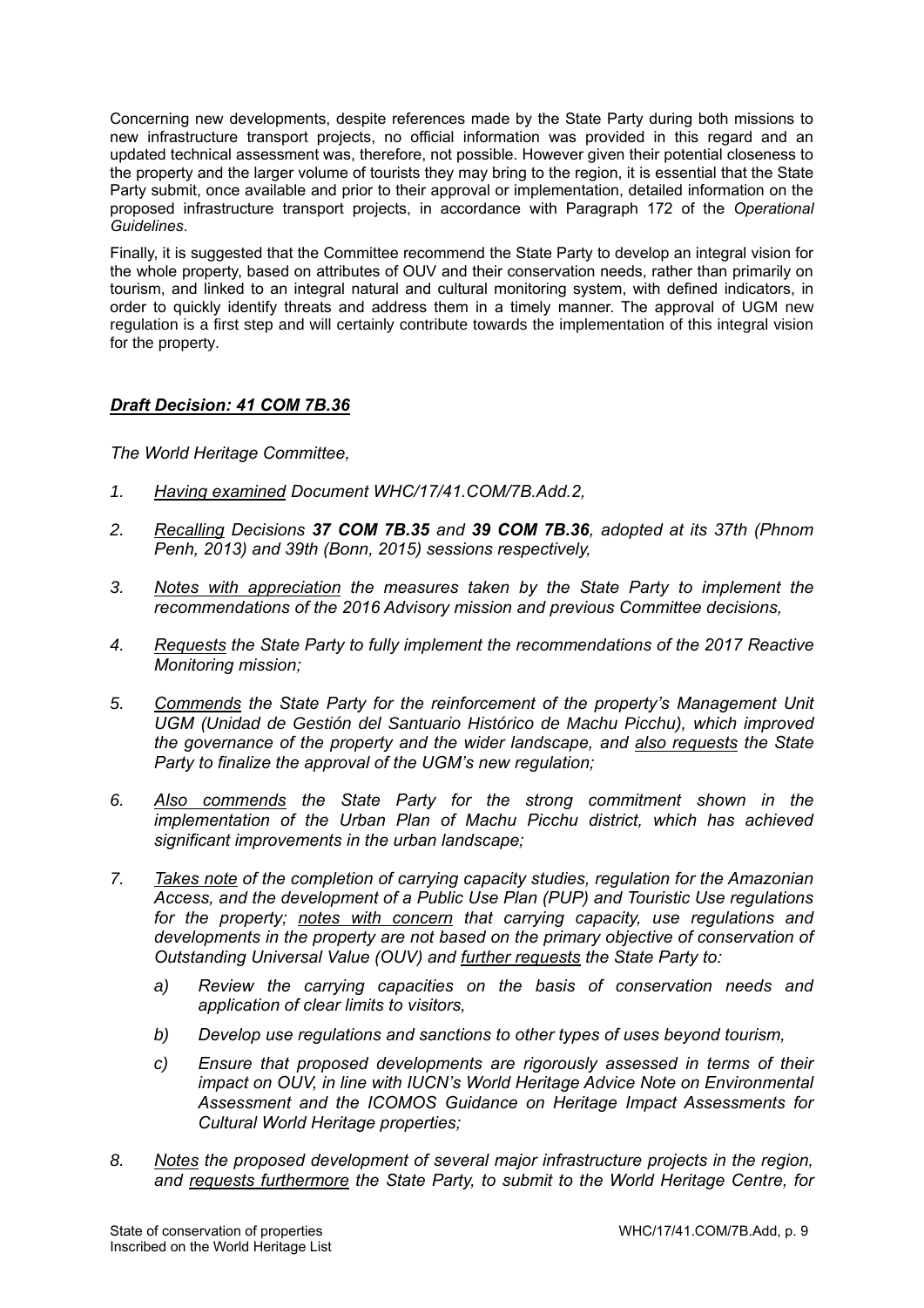Concerning new developments, despite references made by the State Party during both missions to new infrastructure transport projects, no official information was provided in this regard and an updated technical assessment was, therefore, not possible. However given their potential closeness to the property and the larger volume of tourists they may bring to the region, it is essential that the State Party submit, once available and prior to their approval or implementation, detailed information on the proposed infrastructure transport projects, in accordance with Paragraph 172 of the *Operational Guidelines*.

Finally, it is suggested that the Committee recommend the State Party to develop an integral vision for the whole property, based on attributes of OUV and their conservation needs, rather than primarily on tourism, and linked to an integral natural and cultural monitoring system, with defined indicators, in order to quickly identify threats and address them in a timely manner. The approval of UGM new regulation is a first step and will certainly contribute towards the implementation of this integral vision for the property.

## *Draft Decision: 41 COM 7B.36*

*The World Heritage Committee,*

1. *Having examined Document WHC/17/41.COM/7B.Add.2,*
2. *Recalling Decisions **37 COM 7B.35** and **39 COM 7B.36**, adopted at its 37th (Phnom Penh, 2013) and 39th (Bonn, 2015) sessions respectively,*
3. *Notes with appreciation the measures taken by the State Party to implement the recommendations of the 2016 Advisory mission and previous Committee decisions,*
4. *Requests the State Party to fully implement the recommendations of the 2017 Reactive Monitoring mission;*
5. *Commends the State Party for the reinforcement of the property's Management Unit UGM (Unidad de Gestión del Santuario Histórico de Machu Picchu), which improved the governance of the property and the wider landscape, and also requests the State Party to finalize the approval of the UGM's new regulation;*
6. *Also commends the State Party for the strong commitment shown in the implementation of the Urban Plan of Machu Picchu district, which has achieved significant improvements in the urban landscape;*
7. *Takes note of the completion of carrying capacity studies, regulation for the Amazonian Access, and the development of a Public Use Plan (PUP) and Touristic Use regulations for the property; notes with concern that carrying capacity, use regulations and developments in the property are not based on the primary objective of conservation of Outstanding Universal Value (OUV) and further requests the State Party to:*
   a) *Review the carrying capacities on the basis of conservation needs and application of clear limits to visitors,*
   b) *Develop use regulations and sanctions to other types of uses beyond tourism,*
   c) *Ensure that proposed developments are rigorously assessed in terms of their impact on OUV, in line with IUCN's World Heritage Advice Note on Environmental Assessment and the ICOMOS Guidance on Heritage Impact Assessments for Cultural World Heritage properties;*
8. *Notes the proposed development of several major infrastructure projects in the region, and requests furthermore the State Party, to submit to the World Heritage Centre, for*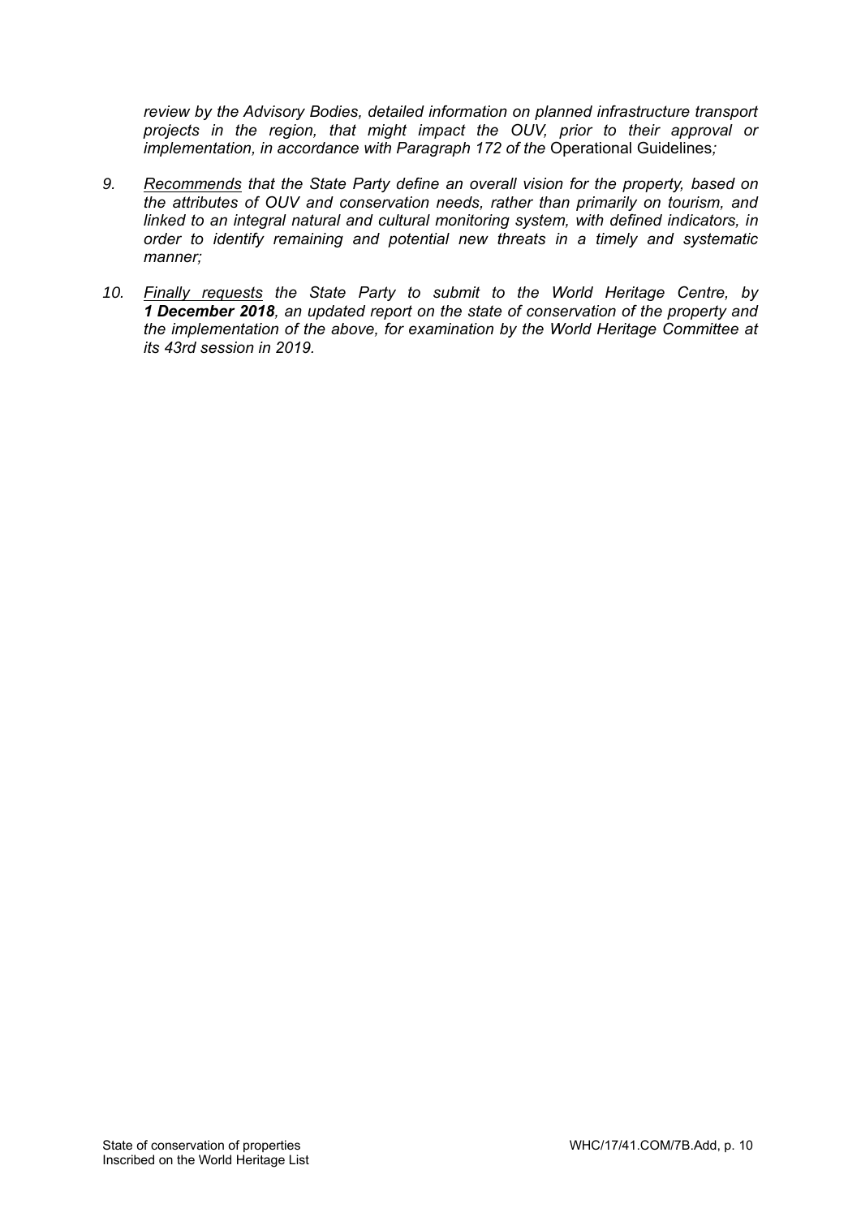*review by the Advisory Bodies, detailed information on planned infrastructure transport projects in the region, that might impact the OUV, prior to their approval or implementation, in accordance with Paragraph 172 of the* Operational Guidelines*;*

9. *Recommends that the State Party define an overall vision for the property, based on the attributes of OUV and conservation needs, rather than primarily on tourism, and linked to an integral natural and cultural monitoring system, with defined indicators, in order to identify remaining and potential new threats in a timely and systematic manner;*

10. *Finally requests the State Party to submit to the World Heritage Centre, by* ***1 December 2018****, an updated report on the state of conservation of the property and the implementation of the above, for examination by the World Heritage Committee at its 43rd session in 2019.*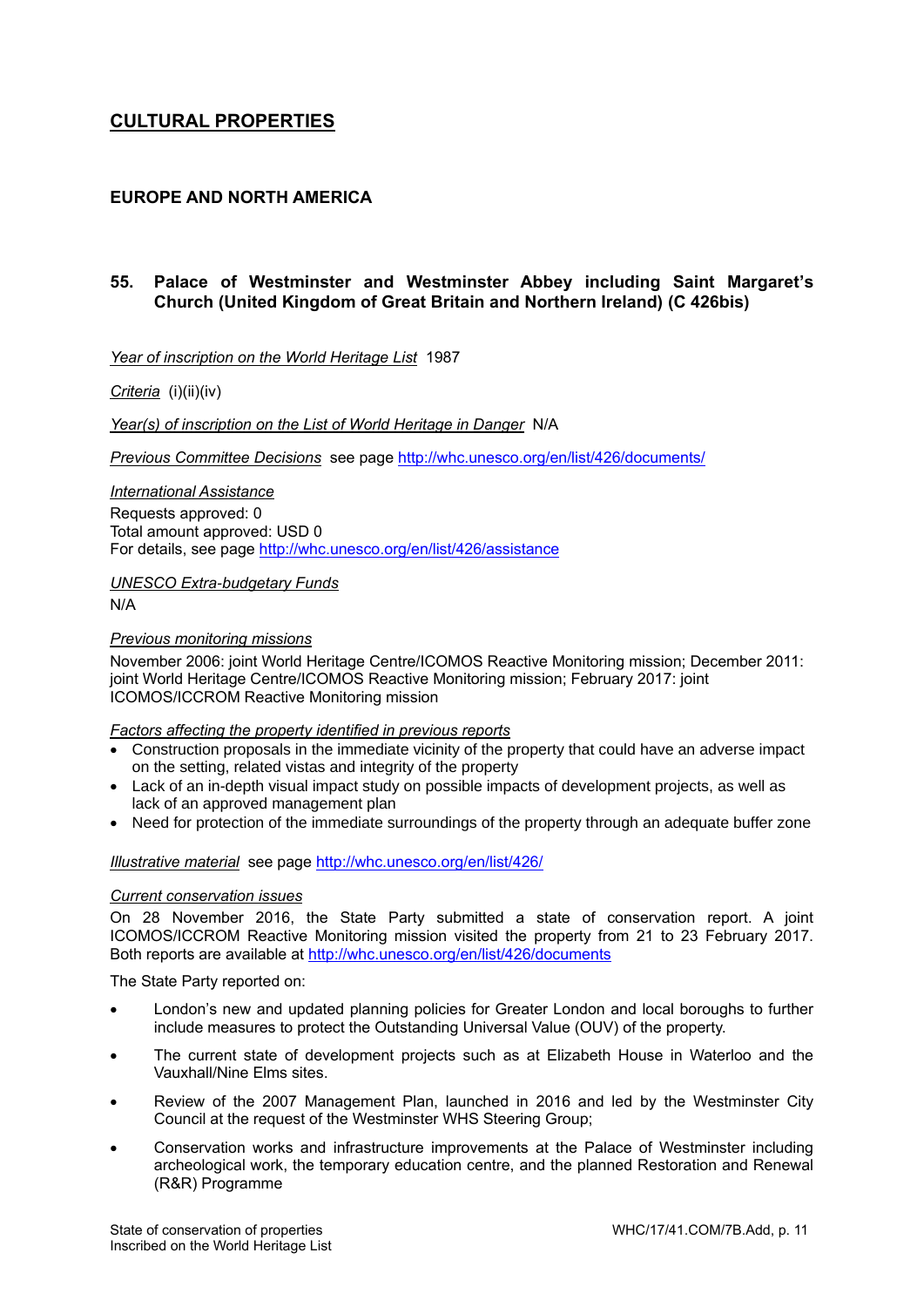## CULTURAL PROPERTIES

### EUROPE AND NORTH AMERICA

### 55. Palace of Westminster and Westminster Abbey including Saint Margaret's Church (United Kingdom of Great Britain and Northern Ireland) (C 426bis)

*Year of inscription on the World Heritage List* 1987

*Criteria* (i)(ii)(iv)

*Year(s) of inscription on the List of World Heritage in Danger* N/A

*Previous Committee Decisions* see page http://whc.unesco.org/en/list/426/documents/

*International Assistance*
Requests approved: 0
Total amount approved: USD 0
For details, see page http://whc.unesco.org/en/list/426/assistance

*UNESCO Extra-budgetary Funds*
N/A

*Previous monitoring missions*
November 2006: joint World Heritage Centre/ICOMOS Reactive Monitoring mission; December 2011: joint World Heritage Centre/ICOMOS Reactive Monitoring mission; February 2017: joint ICOMOS/ICCROM Reactive Monitoring mission

*Factors affecting the property identified in previous reports*

- Construction proposals in the immediate vicinity of the property that could have an adverse impact on the setting, related vistas and integrity of the property
- Lack of an in-depth visual impact study on possible impacts of development projects, as well as lack of an approved management plan
- Need for protection of the immediate surroundings of the property through an adequate buffer zone

*Illustrative material* see page http://whc.unesco.org/en/list/426/

*Current conservation issues*
On 28 November 2016, the State Party submitted a state of conservation report. A joint ICOMOS/ICCROM Reactive Monitoring mission visited the property from 21 to 23 February 2017. Both reports are available at http://whc.unesco.org/en/list/426/documents

The State Party reported on:

- London's new and updated planning policies for Greater London and local boroughs to further include measures to protect the Outstanding Universal Value (OUV) of the property.
- The current state of development projects such as at Elizabeth House in Waterloo and the Vauxhall/Nine Elms sites.
- Review of the 2007 Management Plan, launched in 2016 and led by the Westminster City Council at the request of the Westminster WHS Steering Group;
- Conservation works and infrastructure improvements at the Palace of Westminster including archeological work, the temporary education centre, and the planned Restoration and Renewal (R&R) Programme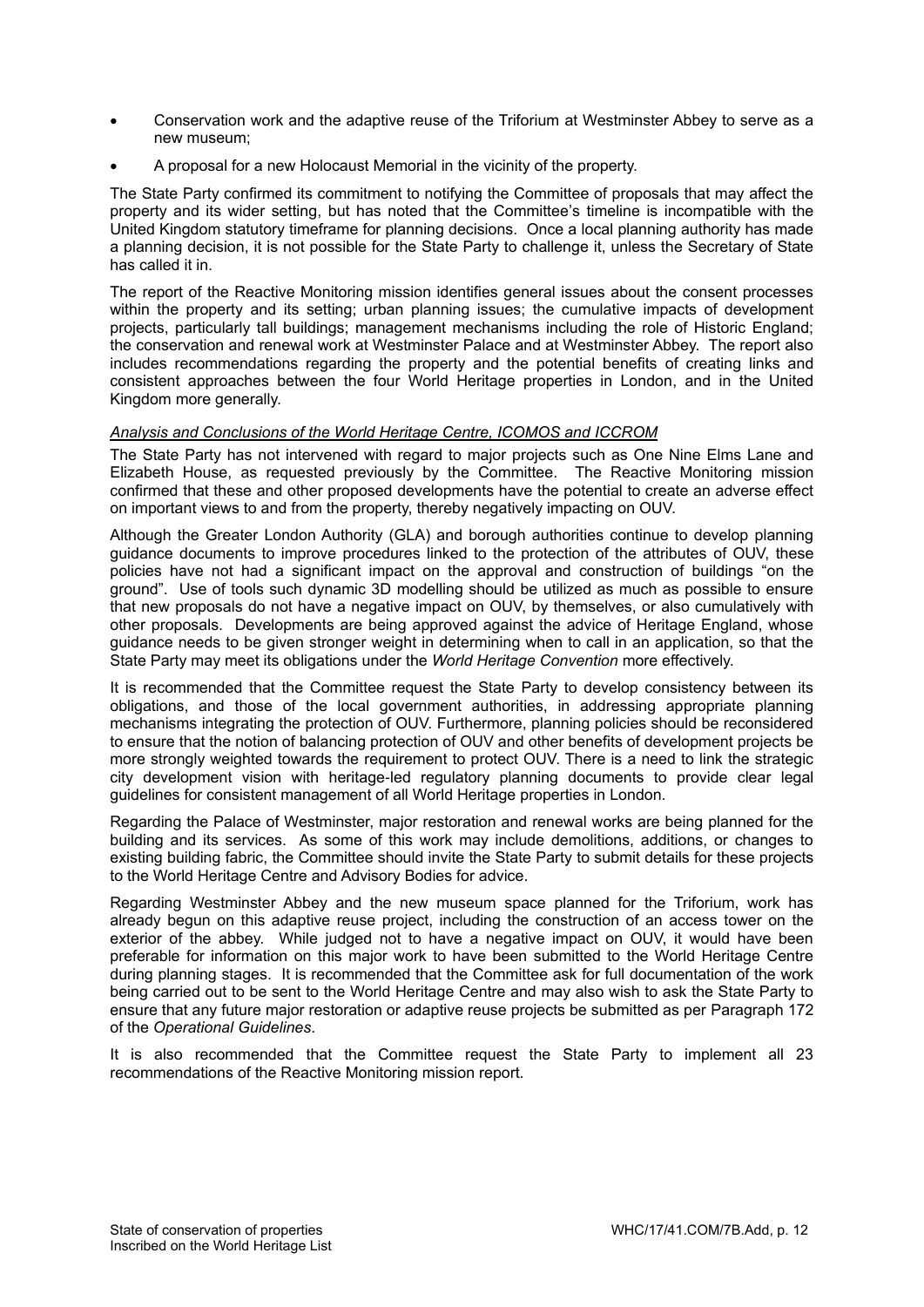- Conservation work and the adaptive reuse of the Triforium at Westminster Abbey to serve as a new museum;
- A proposal for a new Holocaust Memorial in the vicinity of the property.

The State Party confirmed its commitment to notifying the Committee of proposals that may affect the property and its wider setting, but has noted that the Committee's timeline is incompatible with the United Kingdom statutory timeframe for planning decisions. Once a local planning authority has made a planning decision, it is not possible for the State Party to challenge it, unless the Secretary of State has called it in.

The report of the Reactive Monitoring mission identifies general issues about the consent processes within the property and its setting; urban planning issues; the cumulative impacts of development projects, particularly tall buildings; management mechanisms including the role of Historic England; the conservation and renewal work at Westminster Palace and at Westminster Abbey. The report also includes recommendations regarding the property and the potential benefits of creating links and consistent approaches between the four World Heritage properties in London, and in the United Kingdom more generally.

*Analysis and Conclusions of the World Heritage Centre, ICOMOS and ICCROM*

The State Party has not intervened with regard to major projects such as One Nine Elms Lane and Elizabeth House, as requested previously by the Committee. The Reactive Monitoring mission confirmed that these and other proposed developments have the potential to create an adverse effect on important views to and from the property, thereby negatively impacting on OUV.

Although the Greater London Authority (GLA) and borough authorities continue to develop planning guidance documents to improve procedures linked to the protection of the attributes of OUV, these policies have not had a significant impact on the approval and construction of buildings "on the ground". Use of tools such dynamic 3D modelling should be utilized as much as possible to ensure that new proposals do not have a negative impact on OUV, by themselves, or also cumulatively with other proposals. Developments are being approved against the advice of Heritage England, whose guidance needs to be given stronger weight in determining when to call in an application, so that the State Party may meet its obligations under the *World Heritage Convention* more effectively.

It is recommended that the Committee request the State Party to develop consistency between its obligations, and those of the local government authorities, in addressing appropriate planning mechanisms integrating the protection of OUV. Furthermore, planning policies should be reconsidered to ensure that the notion of balancing protection of OUV and other benefits of development projects be more strongly weighted towards the requirement to protect OUV. There is a need to link the strategic city development vision with heritage-led regulatory planning documents to provide clear legal guidelines for consistent management of all World Heritage properties in London.

Regarding the Palace of Westminster, major restoration and renewal works are being planned for the building and its services. As some of this work may include demolitions, additions, or changes to existing building fabric, the Committee should invite the State Party to submit details for these projects to the World Heritage Centre and Advisory Bodies for advice.

Regarding Westminster Abbey and the new museum space planned for the Triforium, work has already begun on this adaptive reuse project, including the construction of an access tower on the exterior of the abbey. While judged not to have a negative impact on OUV, it would have been preferable for information on this major work to have been submitted to the World Heritage Centre during planning stages. It is recommended that the Committee ask for full documentation of the work being carried out to be sent to the World Heritage Centre and may also wish to ask the State Party to ensure that any future major restoration or adaptive reuse projects be submitted as per Paragraph 172 of the *Operational Guidelines*.

It is also recommended that the Committee request the State Party to implement all 23 recommendations of the Reactive Monitoring mission report.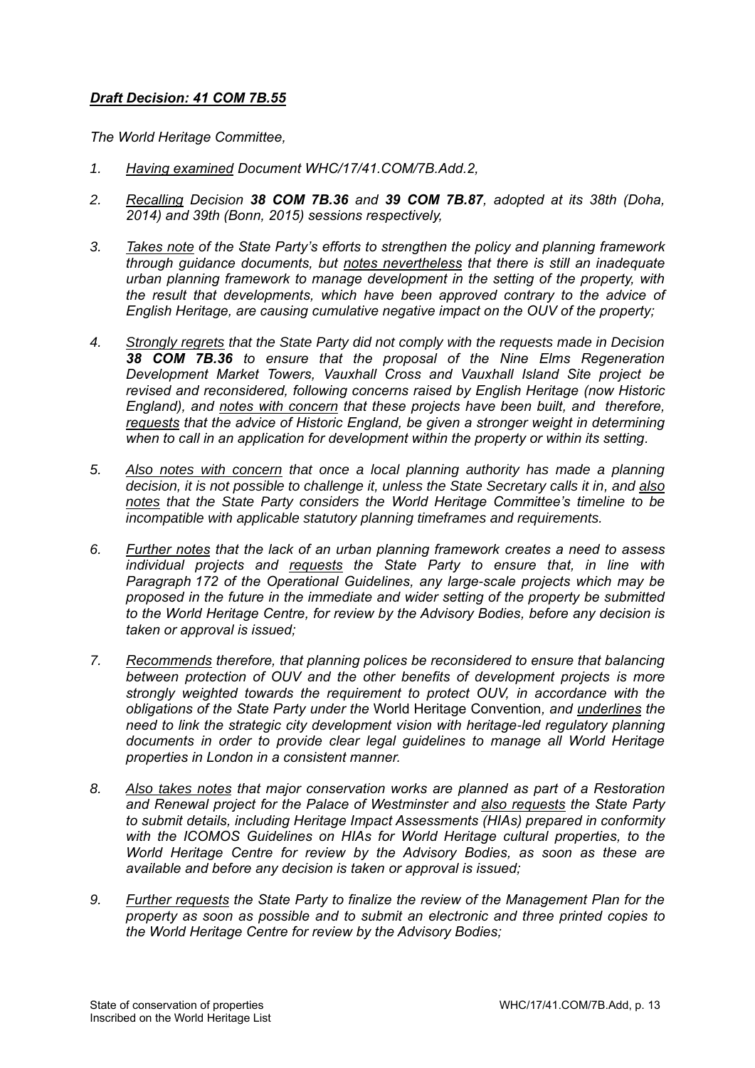***Draft Decision: 41 COM 7B.55***

*The World Heritage Committee,*

1. *Having examined Document WHC/17/41.COM/7B.Add.2,*
2. *Recalling Decision **38 COM 7B.36** and **39 COM 7B.87**, adopted at its 38th (Doha, 2014) and 39th (Bonn, 2015) sessions respectively,*
3. *Takes note of the State Party's efforts to strengthen the policy and planning framework through guidance documents, but notes nevertheless that there is still an inadequate urban planning framework to manage development in the setting of the property, with the result that developments, which have been approved contrary to the advice of English Heritage, are causing cumulative negative impact on the OUV of the property;*
4. *Strongly regrets that the State Party did not comply with the requests made in Decision **38 COM 7B.36** to ensure that the proposal of the Nine Elms Regeneration Development Market Towers, Vauxhall Cross and Vauxhall Island Site project be revised and reconsidered, following concerns raised by English Heritage (now Historic England), and notes with concern that these projects have been built, and therefore, requests that the advice of Historic England, be given a stronger weight in determining when to call in an application for development within the property or within its setting.*
5. *Also notes with concern that once a local planning authority has made a planning decision, it is not possible to challenge it, unless the State Secretary calls it in, and also notes that the State Party considers the World Heritage Committee's timeline to be incompatible with applicable statutory planning timeframes and requirements.*
6. *Further notes that the lack of an urban planning framework creates a need to assess individual projects and requests the State Party to ensure that, in line with Paragraph 172 of the Operational Guidelines, any large-scale projects which may be proposed in the future in the immediate and wider setting of the property be submitted to the World Heritage Centre, for review by the Advisory Bodies, before any decision is taken or approval is issued;*
7. *Recommends therefore, that planning polices be reconsidered to ensure that balancing between protection of OUV and the other benefits of development projects is more strongly weighted towards the requirement to protect OUV, in accordance with the obligations of the State Party under the* World Heritage Convention*, and underlines the need to link the strategic city development vision with heritage-led regulatory planning documents in order to provide clear legal guidelines to manage all World Heritage properties in London in a consistent manner.*
8. *Also takes notes that major conservation works are planned as part of a Restoration and Renewal project for the Palace of Westminster and also requests the State Party to submit details, including Heritage Impact Assessments (HIAs) prepared in conformity with the ICOMOS Guidelines on HIAs for World Heritage cultural properties, to the World Heritage Centre for review by the Advisory Bodies, as soon as these are available and before any decision is taken or approval is issued;*
9. *Further requests the State Party to finalize the review of the Management Plan for the property as soon as possible and to submit an electronic and three printed copies to the World Heritage Centre for review by the Advisory Bodies;*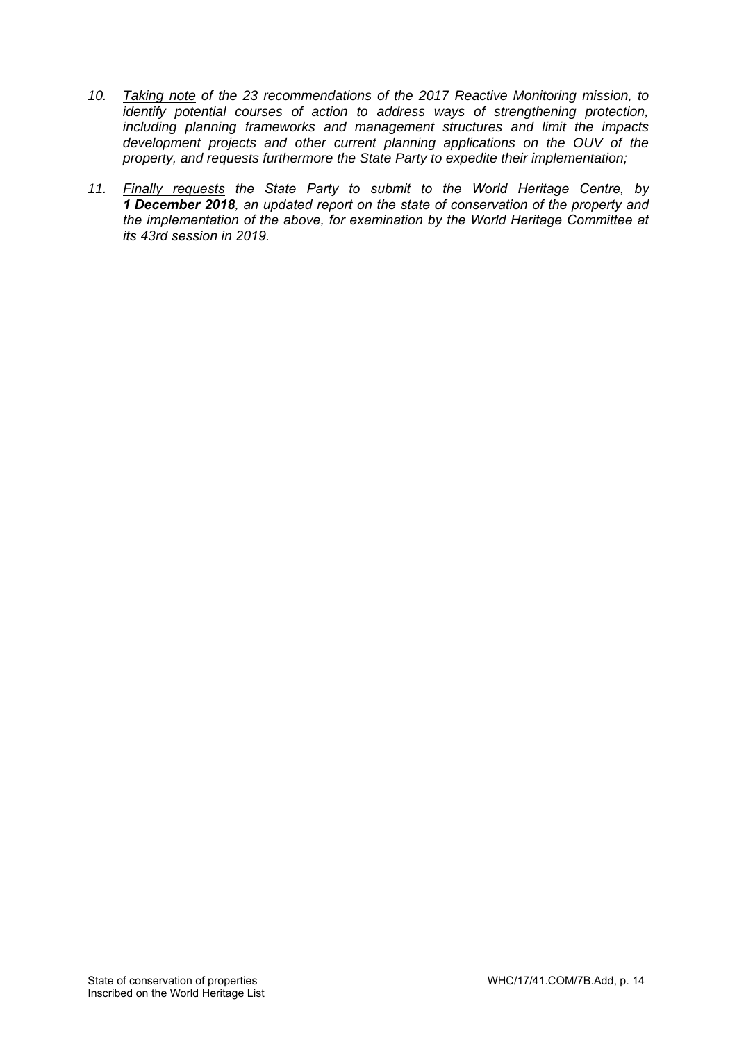10. *Taking note of the 23 recommendations of the 2017 Reactive Monitoring mission, to identify potential courses of action to address ways of strengthening protection, including planning frameworks and management structures and limit the impacts development projects and other current planning applications on the OUV of the property, and requests furthermore the State Party to expedite their implementation;*

11. *Finally requests the State Party to submit to the World Heritage Centre, by* ***1 December 2018****, an updated report on the state of conservation of the property and the implementation of the above, for examination by the World Heritage Committee at its 43rd session in 2019.*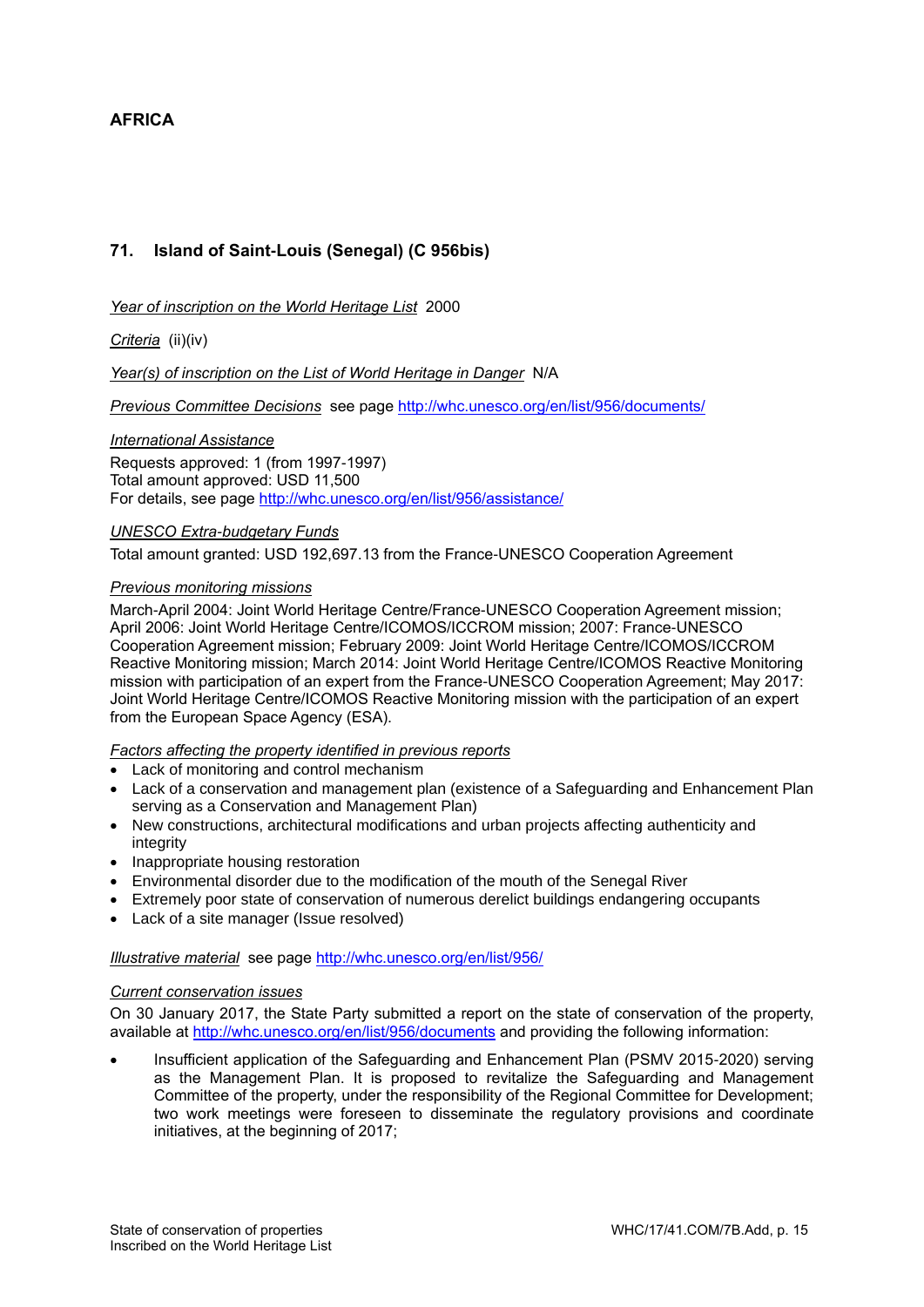# AFRICA

## 71. Island of Saint-Louis (Senegal) (C 956bis)

*Year of inscription on the World Heritage List* 2000

*Criteria* (ii)(iv)

*Year(s) of inscription on the List of World Heritage in Danger* N/A

*Previous Committee Decisions* see page http://whc.unesco.org/en/list/956/documents/

*International Assistance*

Requests approved: 1 (from 1997-1997)
Total amount approved: USD 11,500
For details, see page http://whc.unesco.org/en/list/956/assistance/

*UNESCO Extra-budgetary Funds*

Total amount granted: USD 192,697.13 from the France-UNESCO Cooperation Agreement

*Previous monitoring missions*

March-April 2004: Joint World Heritage Centre/France-UNESCO Cooperation Agreement mission; April 2006: Joint World Heritage Centre/ICOMOS/ICCROM mission; 2007: France-UNESCO Cooperation Agreement mission; February 2009: Joint World Heritage Centre/ICOMOS/ICCROM Reactive Monitoring mission; March 2014: Joint World Heritage Centre/ICOMOS Reactive Monitoring mission with participation of an expert from the France-UNESCO Cooperation Agreement; May 2017: Joint World Heritage Centre/ICOMOS Reactive Monitoring mission with the participation of an expert from the European Space Agency (ESA).

*Factors affecting the property identified in previous reports*

- Lack of monitoring and control mechanism
- Lack of a conservation and management plan (existence of a Safeguarding and Enhancement Plan serving as a Conservation and Management Plan)
- New constructions, architectural modifications and urban projects affecting authenticity and integrity
- Inappropriate housing restoration
- Environmental disorder due to the modification of the mouth of the Senegal River
- Extremely poor state of conservation of numerous derelict buildings endangering occupants
- Lack of a site manager (Issue resolved)

*Illustrative material* see page http://whc.unesco.org/en/list/956/

*Current conservation issues*

On 30 January 2017, the State Party submitted a report on the state of conservation of the property, available at http://whc.unesco.org/en/list/956/documents and providing the following information:

- Insufficient application of the Safeguarding and Enhancement Plan (PSMV 2015-2020) serving as the Management Plan. It is proposed to revitalize the Safeguarding and Management Committee of the property, under the responsibility of the Regional Committee for Development; two work meetings were foreseen to disseminate the regulatory provisions and coordinate initiatives, at the beginning of 2017;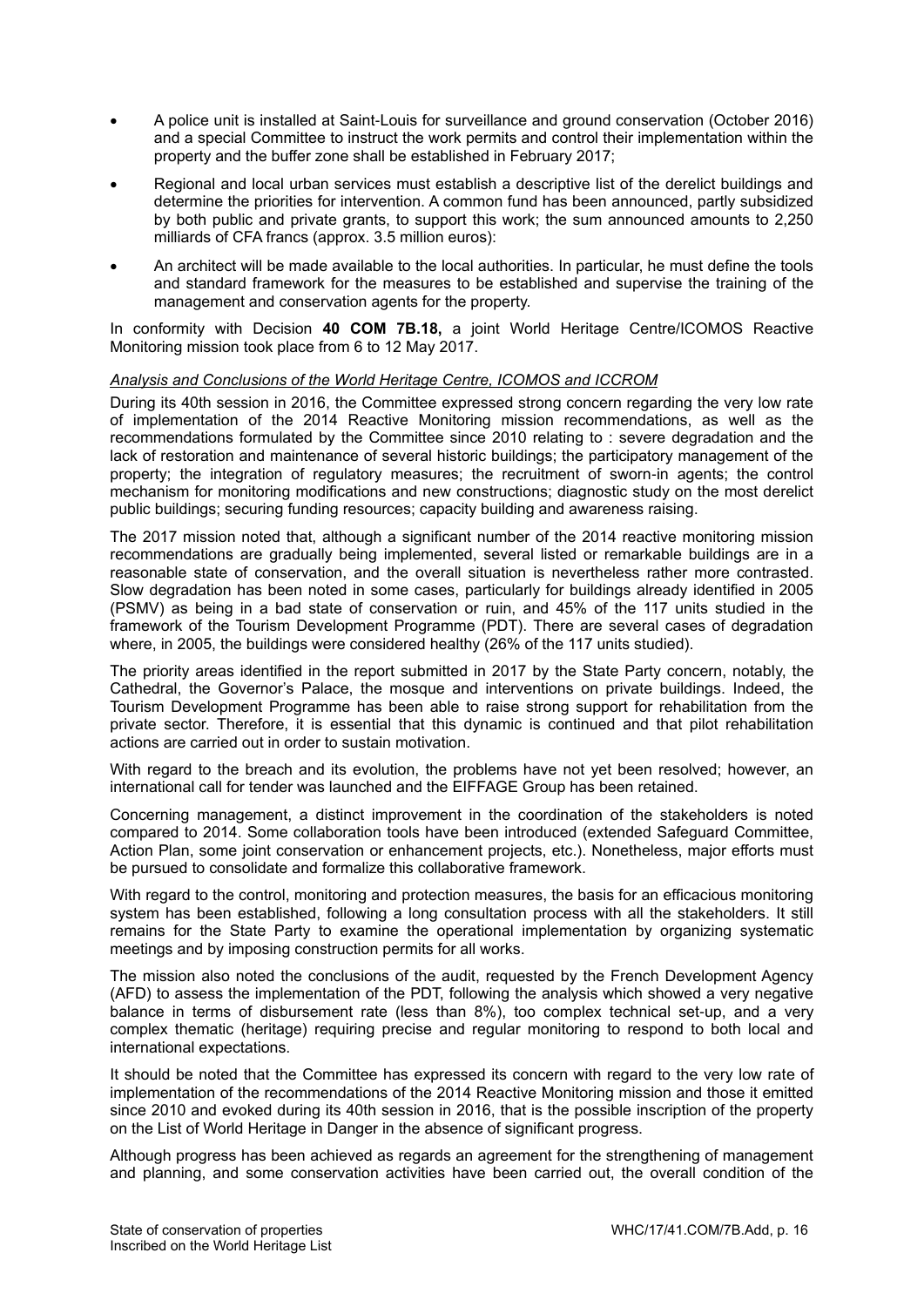- A police unit is installed at Saint-Louis for surveillance and ground conservation (October 2016) and a special Committee to instruct the work permits and control their implementation within the property and the buffer zone shall be established in February 2017;
- Regional and local urban services must establish a descriptive list of the derelict buildings and determine the priorities for intervention. A common fund has been announced, partly subsidized by both public and private grants, to support this work; the sum announced amounts to 2,250 milliards of CFA francs (approx. 3.5 million euros):
- An architect will be made available to the local authorities. In particular, he must define the tools and standard framework for the measures to be established and supervise the training of the management and conservation agents for the property.

In conformity with Decision **40 COM 7B.18,** a joint World Heritage Centre/ICOMOS Reactive Monitoring mission took place from 6 to 12 May 2017.

*Analysis and Conclusions of the World Heritage Centre, ICOMOS and ICCROM*

During its 40th session in 2016, the Committee expressed strong concern regarding the very low rate of implementation of the 2014 Reactive Monitoring mission recommendations, as well as the recommendations formulated by the Committee since 2010 relating to : severe degradation and the lack of restoration and maintenance of several historic buildings; the participatory management of the property; the integration of regulatory measures; the recruitment of sworn-in agents; the control mechanism for monitoring modifications and new constructions; diagnostic study on the most derelict public buildings; securing funding resources; capacity building and awareness raising.

The 2017 mission noted that, although a significant number of the 2014 reactive monitoring mission recommendations are gradually being implemented, several listed or remarkable buildings are in a reasonable state of conservation, and the overall situation is nevertheless rather more contrasted. Slow degradation has been noted in some cases, particularly for buildings already identified in 2005 (PSMV) as being in a bad state of conservation or ruin, and 45% of the 117 units studied in the framework of the Tourism Development Programme (PDT). There are several cases of degradation where, in 2005, the buildings were considered healthy (26% of the 117 units studied).

The priority areas identified in the report submitted in 2017 by the State Party concern, notably, the Cathedral, the Governor's Palace, the mosque and interventions on private buildings. Indeed, the Tourism Development Programme has been able to raise strong support for rehabilitation from the private sector. Therefore, it is essential that this dynamic is continued and that pilot rehabilitation actions are carried out in order to sustain motivation.

With regard to the breach and its evolution, the problems have not yet been resolved; however, an international call for tender was launched and the EIFFAGE Group has been retained.

Concerning management, a distinct improvement in the coordination of the stakeholders is noted compared to 2014. Some collaboration tools have been introduced (extended Safeguard Committee, Action Plan, some joint conservation or enhancement projects, etc.). Nonetheless, major efforts must be pursued to consolidate and formalize this collaborative framework.

With regard to the control, monitoring and protection measures, the basis for an efficacious monitoring system has been established, following a long consultation process with all the stakeholders. It still remains for the State Party to examine the operational implementation by organizing systematic meetings and by imposing construction permits for all works.

The mission also noted the conclusions of the audit, requested by the French Development Agency (AFD) to assess the implementation of the PDT, following the analysis which showed a very negative balance in terms of disbursement rate (less than 8%), too complex technical set-up, and a very complex thematic (heritage) requiring precise and regular monitoring to respond to both local and international expectations.

It should be noted that the Committee has expressed its concern with regard to the very low rate of implementation of the recommendations of the 2014 Reactive Monitoring mission and those it emitted since 2010 and evoked during its 40th session in 2016, that is the possible inscription of the property on the List of World Heritage in Danger in the absence of significant progress.

Although progress has been achieved as regards an agreement for the strengthening of management and planning, and some conservation activities have been carried out, the overall condition of the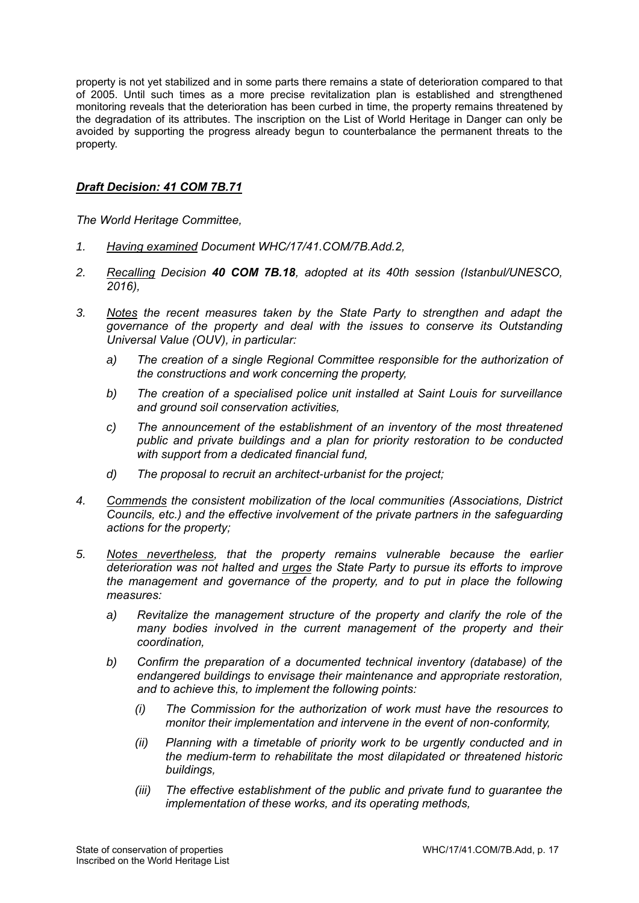property is not yet stabilized and in some parts there remains a state of deterioration compared to that of 2005. Until such times as a more precise revitalization plan is established and strengthened monitoring reveals that the deterioration has been curbed in time, the property remains threatened by the degradation of its attributes. The inscription on the List of World Heritage in Danger can only be avoided by supporting the progress already begun to counterbalance the permanent threats to the property.

### *Draft Decision: 41 COM 7B.71*

*The World Heritage Committee,*

1. *Having examined Document WHC/17/41.COM/7B.Add.2,*
2. *Recalling Decision **40 COM 7B.18**, adopted at its 40th session (Istanbul/UNESCO, 2016),*
3. *Notes the recent measures taken by the State Party to strengthen and adapt the governance of the property and deal with the issues to conserve its Outstanding Universal Value (OUV), in particular:*
   a) *The creation of a single Regional Committee responsible for the authorization of the constructions and work concerning the property,*
   b) *The creation of a specialised police unit installed at Saint Louis for surveillance and ground soil conservation activities,*
   c) *The announcement of the establishment of an inventory of the most threatened public and private buildings and a plan for priority restoration to be conducted with support from a dedicated financial fund,*
   d) *The proposal to recruit an architect-urbanist for the project;*
4. *Commends the consistent mobilization of the local communities (Associations, District Councils, etc.) and the effective involvement of the private partners in the safeguarding actions for the property;*
5. *Notes nevertheless, that the property remains vulnerable because the earlier deterioration was not halted and urges the State Party to pursue its efforts to improve the management and governance of the property, and to put in place the following measures:*
   a) *Revitalize the management structure of the property and clarify the role of the many bodies involved in the current management of the property and their coordination,*
   b) *Confirm the preparation of a documented technical inventory (database) of the endangered buildings to envisage their maintenance and appropriate restoration, and to achieve this, to implement the following points:*
      (i) *The Commission for the authorization of work must have the resources to monitor their implementation and intervene in the event of non-conformity,*
      (ii) *Planning with a timetable of priority work to be urgently conducted and in the medium-term to rehabilitate the most dilapidated or threatened historic buildings,*
      (iii) *The effective establishment of the public and private fund to guarantee the implementation of these works, and its operating methods,*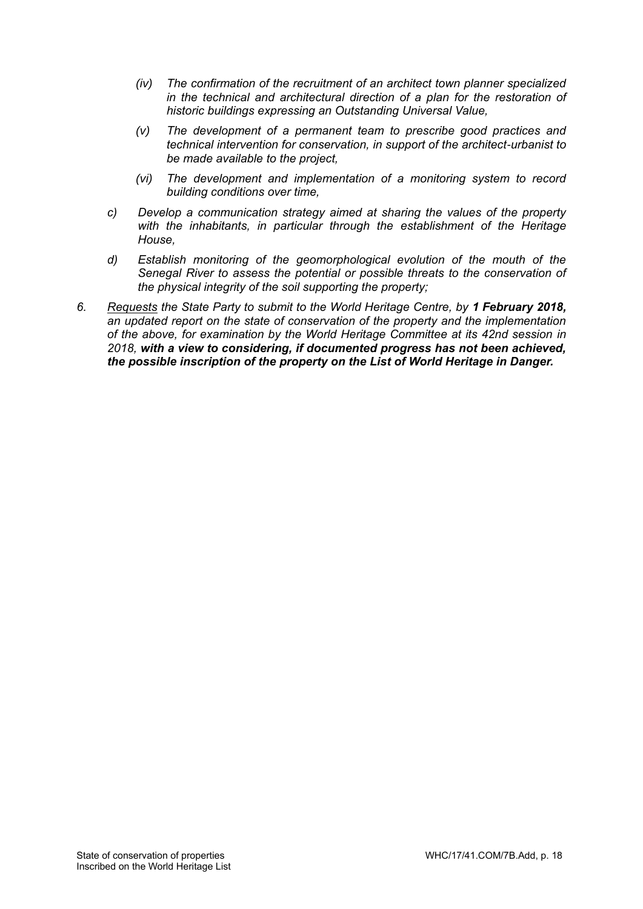- *(iv) The confirmation of the recruitment of an architect town planner specialized in the technical and architectural direction of a plan for the restoration of historic buildings expressing an Outstanding Universal Value,*
   - *(v) The development of a permanent team to prescribe good practices and technical intervention for conservation, in support of the architect-urbanist to be made available to the project,*
   - *(vi) The development and implementation of a monitoring system to record building conditions over time,*

   *c) Develop a communication strategy aimed at sharing the values of the property with the inhabitants, in particular through the establishment of the Heritage House,*

   *d) Establish monitoring of the geomorphological evolution of the mouth of the Senegal River to assess the potential or possible threats to the conservation of the physical integrity of the soil supporting the property;*

6. *Requests the State Party to submit to the World Heritage Centre, by **1 February 2018,** an updated report on the state of conservation of the property and the implementation of the above, for examination by the World Heritage Committee at its 42nd session in 2018, **with a view to considering, if documented progress has not been achieved, the possible inscription of the property on the List of World Heritage in Danger.***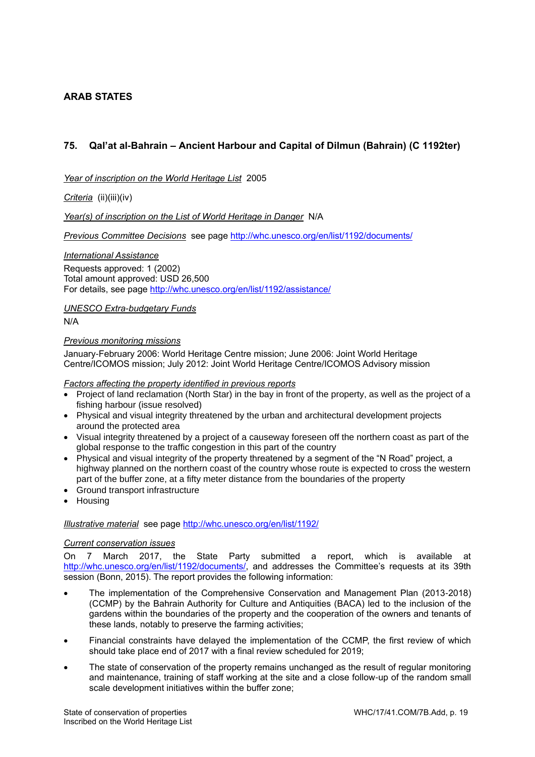## ARAB STATES

### 75. Qal’at al-Bahrain – Ancient Harbour and Capital of Dilmun (Bahrain) (C 1192ter)

*Year of inscription on the World Heritage List* 2005

*Criteria* (ii)(iii)(iv)

*Year(s) of inscription on the List of World Heritage in Danger* N/A

*Previous Committee Decisions* see page http://whc.unesco.org/en/list/1192/documents/

*International Assistance*
Requests approved: 1 (2002)
Total amount approved: USD 26,500
For details, see page http://whc.unesco.org/en/list/1192/assistance/

*UNESCO Extra-budgetary Funds*
N/A

*Previous monitoring missions*
January-February 2006: World Heritage Centre mission; June 2006: Joint World Heritage Centre/ICOMOS mission; July 2012: Joint World Heritage Centre/ICOMOS Advisory mission

*Factors affecting the property identified in previous reports*

- Project of land reclamation (North Star) in the bay in front of the property, as well as the project of a fishing harbour (issue resolved)
- Physical and visual integrity threatened by the urban and architectural development projects around the protected area
- Visual integrity threatened by a project of a causeway foreseen off the northern coast as part of the global response to the traffic congestion in this part of the country
- Physical and visual integrity of the property threatened by a segment of the “N Road” project, a highway planned on the northern coast of the country whose route is expected to cross the western part of the buffer zone, at a fifty meter distance from the boundaries of the property
- Ground transport infrastructure
- Housing

*Illustrative material* see page http://whc.unesco.org/en/list/1192/

*Current conservation issues*
On 7 March 2017, the State Party submitted a report, which is available at http://whc.unesco.org/en/list/1192/documents/, and addresses the Committee’s requests at its 39th session (Bonn, 2015). The report provides the following information:

- The implementation of the Comprehensive Conservation and Management Plan (2013-2018) (CCMP) by the Bahrain Authority for Culture and Antiquities (BACA) led to the inclusion of the gardens within the boundaries of the property and the cooperation of the owners and tenants of these lands, notably to preserve the farming activities;
- Financial constraints have delayed the implementation of the CCMP, the first review of which should take place end of 2017 with a final review scheduled for 2019;
- The state of conservation of the property remains unchanged as the result of regular monitoring and maintenance, training of staff working at the site and a close follow-up of the random small scale development initiatives within the buffer zone;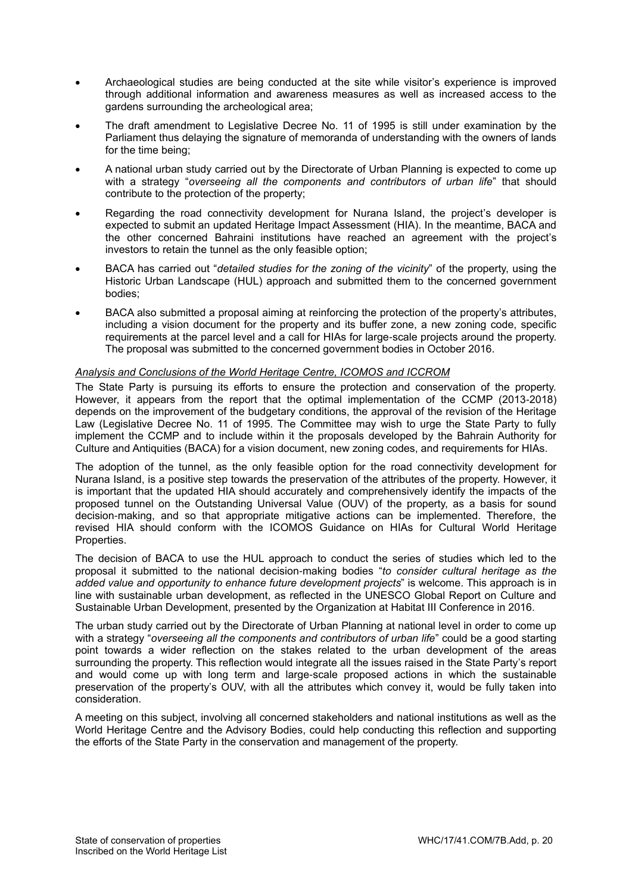- Archaeological studies are being conducted at the site while visitor's experience is improved through additional information and awareness measures as well as increased access to the gardens surrounding the archeological area;
- The draft amendment to Legislative Decree No. 11 of 1995 is still under examination by the Parliament thus delaying the signature of memoranda of understanding with the owners of lands for the time being;
- A national urban study carried out by the Directorate of Urban Planning is expected to come up with a strategy "*overseeing all the components and contributors of urban life*" that should contribute to the protection of the property;
- Regarding the road connectivity development for Nurana Island, the project's developer is expected to submit an updated Heritage Impact Assessment (HIA). In the meantime, BACA and the other concerned Bahraini institutions have reached an agreement with the project's investors to retain the tunnel as the only feasible option;
- BACA has carried out "*detailed studies for the zoning of the vicinity*" of the property, using the Historic Urban Landscape (HUL) approach and submitted them to the concerned government bodies;
- BACA also submitted a proposal aiming at reinforcing the protection of the property's attributes, including a vision document for the property and its buffer zone, a new zoning code, specific requirements at the parcel level and a call for HIAs for large-scale projects around the property. The proposal was submitted to the concerned government bodies in October 2016.

*Analysis and Conclusions of the World Heritage Centre, ICOMOS and ICCROM*

The State Party is pursuing its efforts to ensure the protection and conservation of the property. However, it appears from the report that the optimal implementation of the CCMP (2013-2018) depends on the improvement of the budgetary conditions, the approval of the revision of the Heritage Law (Legislative Decree No. 11 of 1995. The Committee may wish to urge the State Party to fully implement the CCMP and to include within it the proposals developed by the Bahrain Authority for Culture and Antiquities (BACA) for a vision document, new zoning codes, and requirements for HIAs.

The adoption of the tunnel, as the only feasible option for the road connectivity development for Nurana Island, is a positive step towards the preservation of the attributes of the property. However, it is important that the updated HIA should accurately and comprehensively identify the impacts of the proposed tunnel on the Outstanding Universal Value (OUV) of the property, as a basis for sound decision-making, and so that appropriate mitigative actions can be implemented. Therefore, the revised HIA should conform with the ICOMOS Guidance on HIAs for Cultural World Heritage Properties.

The decision of BACA to use the HUL approach to conduct the series of studies which led to the proposal it submitted to the national decision-making bodies "*to consider cultural heritage as the added value and opportunity to enhance future development projects*" is welcome. This approach is in line with sustainable urban development, as reflected in the UNESCO Global Report on Culture and Sustainable Urban Development, presented by the Organization at Habitat III Conference in 2016.

The urban study carried out by the Directorate of Urban Planning at national level in order to come up with a strategy "*overseeing all the components and contributors of urban life*" could be a good starting point towards a wider reflection on the stakes related to the urban development of the areas surrounding the property. This reflection would integrate all the issues raised in the State Party's report and would come up with long term and large-scale proposed actions in which the sustainable preservation of the property's OUV, with all the attributes which convey it, would be fully taken into consideration.

A meeting on this subject, involving all concerned stakeholders and national institutions as well as the World Heritage Centre and the Advisory Bodies, could help conducting this reflection and supporting the efforts of the State Party in the conservation and management of the property.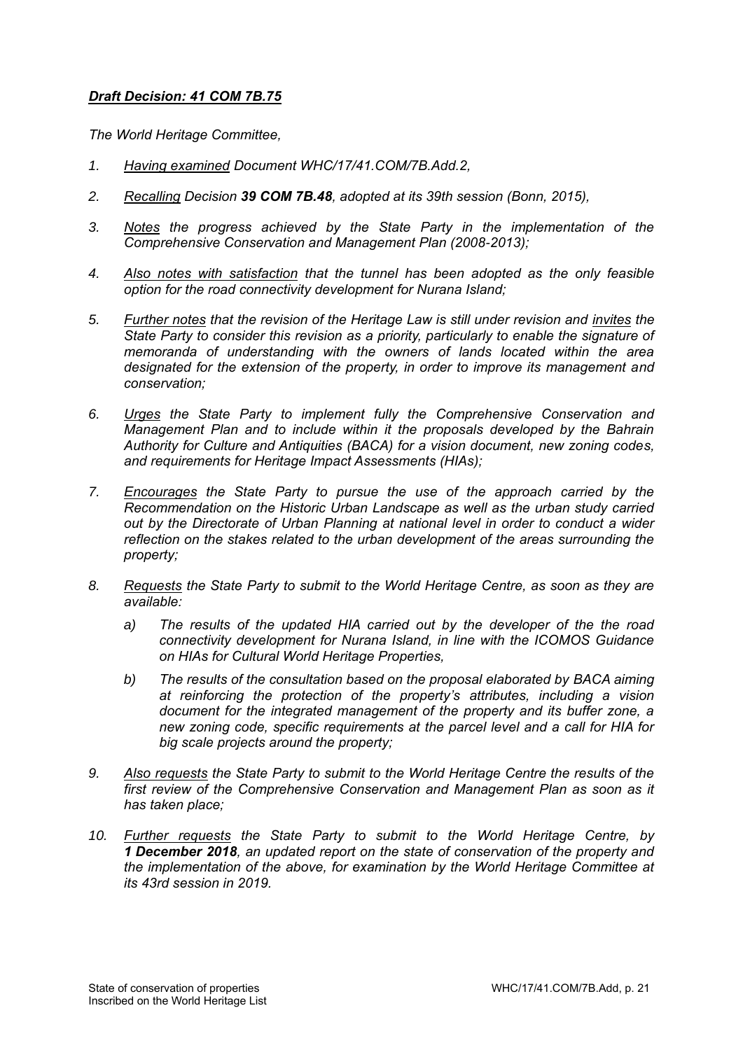***<u>Draft Decision: 41 COM 7B.75</u>***

*The World Heritage Committee,*

1. *<u>Having examined</u> Document WHC/17/41.COM/7B.Add.2,*
2. *<u>Recalling</u> Decision **39 COM 7B.48**, adopted at its 39th session (Bonn, 2015),*
3. *<u>Notes</u> the progress achieved by the State Party in the implementation of the Comprehensive Conservation and Management Plan (2008-2013);*
4. *<u>Also notes with satisfaction</u> that the tunnel has been adopted as the only feasible option for the road connectivity development for Nurana Island;*
5. *<u>Further notes</u> that the revision of the Heritage Law is still under revision and <u>invites</u> the State Party to consider this revision as a priority, particularly to enable the signature of memoranda of understanding with the owners of lands located within the area designated for the extension of the property, in order to improve its management and conservation;*
6. *<u>Urges</u> the State Party to implement fully the Comprehensive Conservation and Management Plan and to include within it the proposals developed by the Bahrain Authority for Culture and Antiquities (BACA) for a vision document, new zoning codes, and requirements for Heritage Impact Assessments (HIAs);*
7. *<u>Encourages</u> the State Party to pursue the use of the approach carried by the Recommendation on the Historic Urban Landscape as well as the urban study carried out by the Directorate of Urban Planning at national level in order to conduct a wider reflection on the stakes related to the urban development of the areas surrounding the property;*
8. *<u>Requests</u> the State Party to submit to the World Heritage Centre, as soon as they are available:*
   a) *The results of the updated HIA carried out by the developer of the the road connectivity development for Nurana Island, in line with the ICOMOS Guidance on HIAs for Cultural World Heritage Properties,*
   b) *The results of the consultation based on the proposal elaborated by BACA aiming at reinforcing the protection of the property's attributes, including a vision document for the integrated management of the property and its buffer zone, a new zoning code, specific requirements at the parcel level and a call for HIA for big scale projects around the property;*
9. *<u>Also requests</u> the State Party to submit to the World Heritage Centre the results of the first review of the Comprehensive Conservation and Management Plan as soon as it has taken place;*
10. *<u>Further requests</u> the State Party to submit to the World Heritage Centre, by **1 December 2018**, an updated report on the state of conservation of the property and the implementation of the above, for examination by the World Heritage Committee at its 43rd session in 2019.*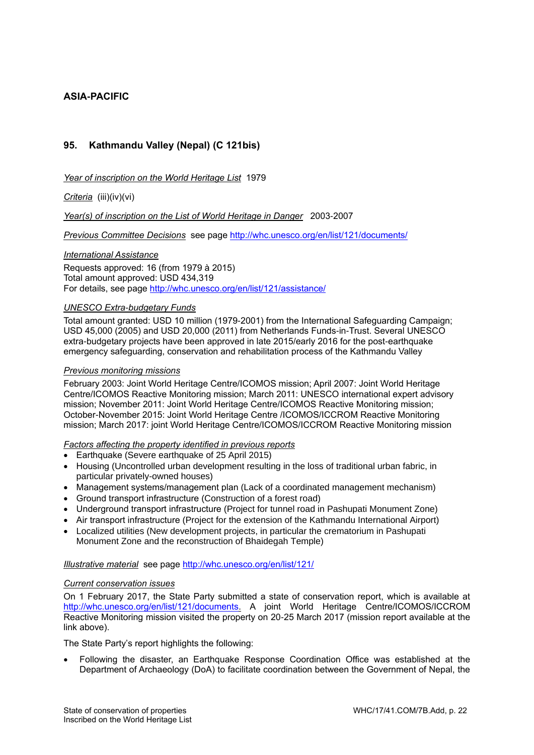## ASIA-PACIFIC

### 95. Kathmandu Valley (Nepal) (C 121bis)

*Year of inscription on the World Heritage List* 1979

*Criteria* (iii)(iv)(vi)

*Year(s) of inscription on the List of World Heritage in Danger* 2003-2007

*Previous Committee Decisions* see page http://whc.unesco.org/en/list/121/documents/

*International Assistance*

Requests approved: 16 (from 1979 à 2015)
Total amount approved: USD 434,319
For details, see page http://whc.unesco.org/en/list/121/assistance/

*UNESCO Extra-budgetary Funds*

Total amount granted: USD 10 million (1979-2001) from the International Safeguarding Campaign; USD 45,000 (2005) and USD 20,000 (2011) from Netherlands Funds-in-Trust. Several UNESCO extra-budgetary projects have been approved in late 2015/early 2016 for the post-earthquake emergency safeguarding, conservation and rehabilitation process of the Kathmandu Valley

*Previous monitoring missions*

February 2003: Joint World Heritage Centre/ICOMOS mission; April 2007: Joint World Heritage Centre/ICOMOS Reactive Monitoring mission; March 2011: UNESCO international expert advisory mission; November 2011: Joint World Heritage Centre/ICOMOS Reactive Monitoring mission; October-November 2015: Joint World Heritage Centre /ICOMOS/ICCROM Reactive Monitoring mission; March 2017: joint World Heritage Centre/ICOMOS/ICCROM Reactive Monitoring mission

*Factors affecting the property identified in previous reports*

- Earthquake (Severe earthquake of 25 April 2015)
- Housing (Uncontrolled urban development resulting in the loss of traditional urban fabric, in particular privately-owned houses)
- Management systems/management plan (Lack of a coordinated management mechanism)
- Ground transport infrastructure (Construction of a forest road)
- Underground transport infrastructure (Project for tunnel road in Pashupati Monument Zone)
- Air transport infrastructure (Project for the extension of the Kathmandu International Airport)
- Localized utilities (New development projects, in particular the crematorium in Pashupati Monument Zone and the reconstruction of Bhaidegah Temple)

*Illustrative material* see page http://whc.unesco.org/en/list/121/

*Current conservation issues*

On 1 February 2017, the State Party submitted a state of conservation report, which is available at http://whc.unesco.org/en/list/121/documents. A joint World Heritage Centre/ICOMOS/ICCROM Reactive Monitoring mission visited the property on 20-25 March 2017 (mission report available at the link above).

The State Party's report highlights the following:

- Following the disaster, an Earthquake Response Coordination Office was established at the Department of Archaeology (DoA) to facilitate coordination between the Government of Nepal, the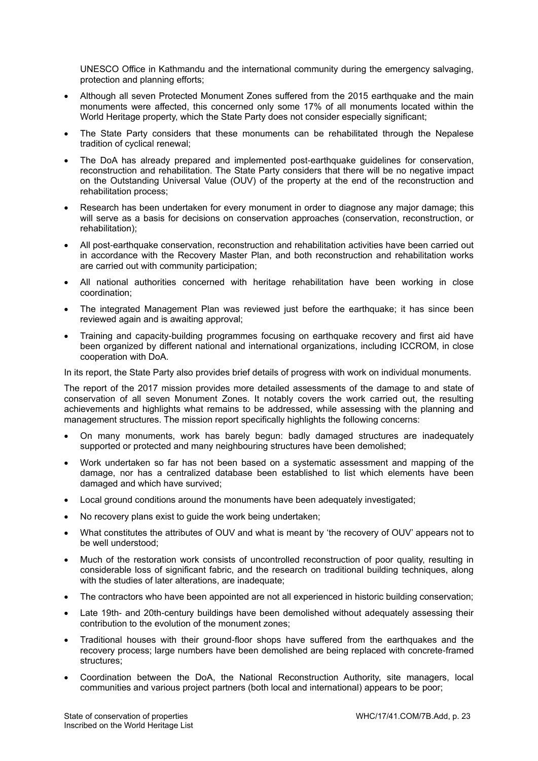UNESCO Office in Kathmandu and the international community during the emergency salvaging, protection and planning efforts;

- Although all seven Protected Monument Zones suffered from the 2015 earthquake and the main monuments were affected, this concerned only some 17% of all monuments located within the World Heritage property, which the State Party does not consider especially significant;
- The State Party considers that these monuments can be rehabilitated through the Nepalese tradition of cyclical renewal;
- The DoA has already prepared and implemented post-earthquake guidelines for conservation, reconstruction and rehabilitation. The State Party considers that there will be no negative impact on the Outstanding Universal Value (OUV) of the property at the end of the reconstruction and rehabilitation process;
- Research has been undertaken for every monument in order to diagnose any major damage; this will serve as a basis for decisions on conservation approaches (conservation, reconstruction, or rehabilitation);
- All post-earthquake conservation, reconstruction and rehabilitation activities have been carried out in accordance with the Recovery Master Plan, and both reconstruction and rehabilitation works are carried out with community participation;
- All national authorities concerned with heritage rehabilitation have been working in close coordination;
- The integrated Management Plan was reviewed just before the earthquake; it has since been reviewed again and is awaiting approval;
- Training and capacity-building programmes focusing on earthquake recovery and first aid have been organized by different national and international organizations, including ICCROM, in close cooperation with DoA.

In its report, the State Party also provides brief details of progress with work on individual monuments.

The report of the 2017 mission provides more detailed assessments of the damage to and state of conservation of all seven Monument Zones. It notably covers the work carried out, the resulting achievements and highlights what remains to be addressed, while assessing with the planning and management structures. The mission report specifically highlights the following concerns:

- On many monuments, work has barely begun: badly damaged structures are inadequately supported or protected and many neighbouring structures have been demolished;
- Work undertaken so far has not been based on a systematic assessment and mapping of the damage, nor has a centralized database been established to list which elements have been damaged and which have survived;
- Local ground conditions around the monuments have been adequately investigated;
- No recovery plans exist to guide the work being undertaken;
- What constitutes the attributes of OUV and what is meant by 'the recovery of OUV' appears not to be well understood;
- Much of the restoration work consists of uncontrolled reconstruction of poor quality, resulting in considerable loss of significant fabric, and the research on traditional building techniques, along with the studies of later alterations, are inadequate;
- The contractors who have been appointed are not all experienced in historic building conservation;
- Late 19th- and 20th-century buildings have been demolished without adequately assessing their contribution to the evolution of the monument zones;
- Traditional houses with their ground-floor shops have suffered from the earthquakes and the recovery process; large numbers have been demolished are being replaced with concrete-framed structures;
- Coordination between the DoA, the National Reconstruction Authority, site managers, local communities and various project partners (both local and international) appears to be poor;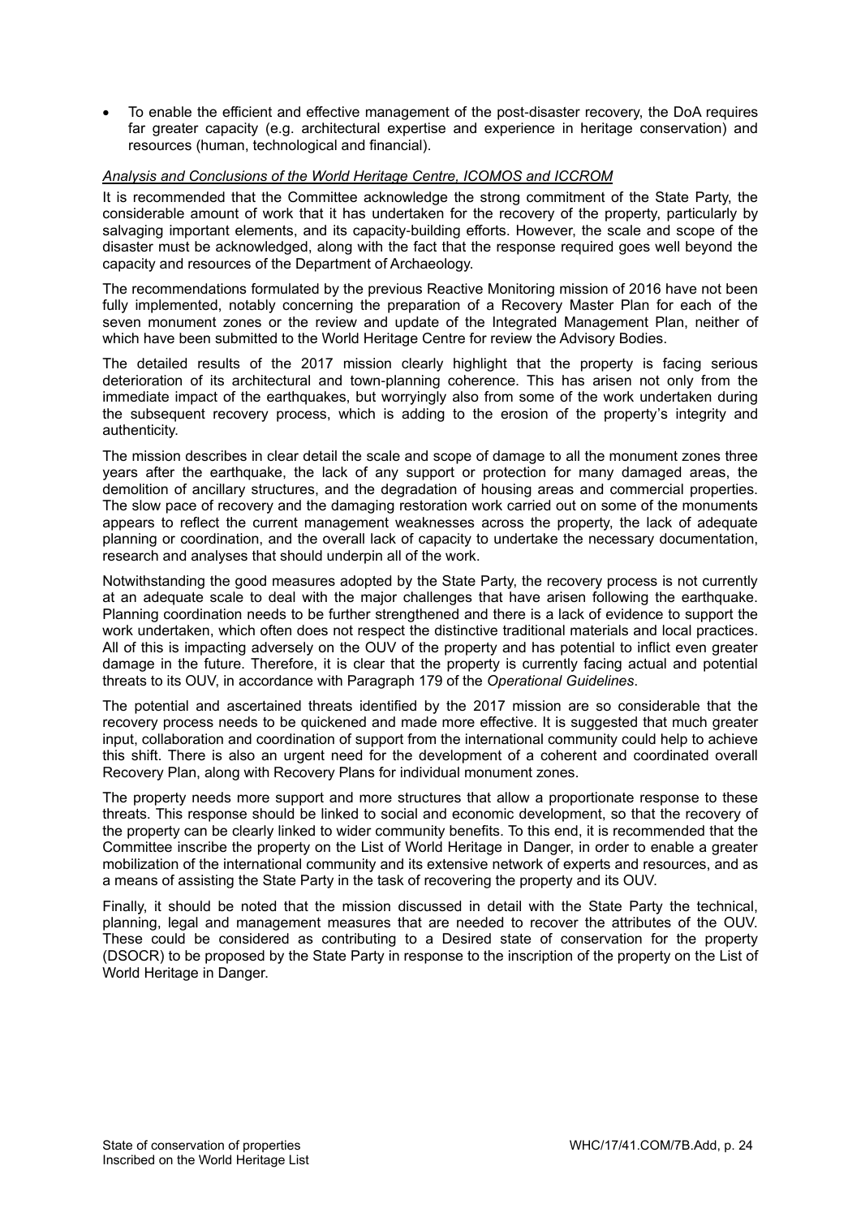- To enable the efficient and effective management of the post-disaster recovery, the DoA requires far greater capacity (e.g. architectural expertise and experience in heritage conservation) and resources (human, technological and financial).

*Analysis and Conclusions of the World Heritage Centre, ICOMOS and ICCROM*

It is recommended that the Committee acknowledge the strong commitment of the State Party, the considerable amount of work that it has undertaken for the recovery of the property, particularly by salvaging important elements, and its capacity-building efforts. However, the scale and scope of the disaster must be acknowledged, along with the fact that the response required goes well beyond the capacity and resources of the Department of Archaeology.

The recommendations formulated by the previous Reactive Monitoring mission of 2016 have not been fully implemented, notably concerning the preparation of a Recovery Master Plan for each of the seven monument zones or the review and update of the Integrated Management Plan, neither of which have been submitted to the World Heritage Centre for review the Advisory Bodies.

The detailed results of the 2017 mission clearly highlight that the property is facing serious deterioration of its architectural and town-planning coherence. This has arisen not only from the immediate impact of the earthquakes, but worryingly also from some of the work undertaken during the subsequent recovery process, which is adding to the erosion of the property's integrity and authenticity.

The mission describes in clear detail the scale and scope of damage to all the monument zones three years after the earthquake, the lack of any support or protection for many damaged areas, the demolition of ancillary structures, and the degradation of housing areas and commercial properties. The slow pace of recovery and the damaging restoration work carried out on some of the monuments appears to reflect the current management weaknesses across the property, the lack of adequate planning or coordination, and the overall lack of capacity to undertake the necessary documentation, research and analyses that should underpin all of the work.

Notwithstanding the good measures adopted by the State Party, the recovery process is not currently at an adequate scale to deal with the major challenges that have arisen following the earthquake. Planning coordination needs to be further strengthened and there is a lack of evidence to support the work undertaken, which often does not respect the distinctive traditional materials and local practices. All of this is impacting adversely on the OUV of the property and has potential to inflict even greater damage in the future. Therefore, it is clear that the property is currently facing actual and potential threats to its OUV, in accordance with Paragraph 179 of the *Operational Guidelines*.

The potential and ascertained threats identified by the 2017 mission are so considerable that the recovery process needs to be quickened and made more effective. It is suggested that much greater input, collaboration and coordination of support from the international community could help to achieve this shift. There is also an urgent need for the development of a coherent and coordinated overall Recovery Plan, along with Recovery Plans for individual monument zones.

The property needs more support and more structures that allow a proportionate response to these threats. This response should be linked to social and economic development, so that the recovery of the property can be clearly linked to wider community benefits. To this end, it is recommended that the Committee inscribe the property on the List of World Heritage in Danger, in order to enable a greater mobilization of the international community and its extensive network of experts and resources, and as a means of assisting the State Party in the task of recovering the property and its OUV.

Finally, it should be noted that the mission discussed in detail with the State Party the technical, planning, legal and management measures that are needed to recover the attributes of the OUV. These could be considered as contributing to a Desired state of conservation for the property (DSOCR) to be proposed by the State Party in response to the inscription of the property on the List of World Heritage in Danger.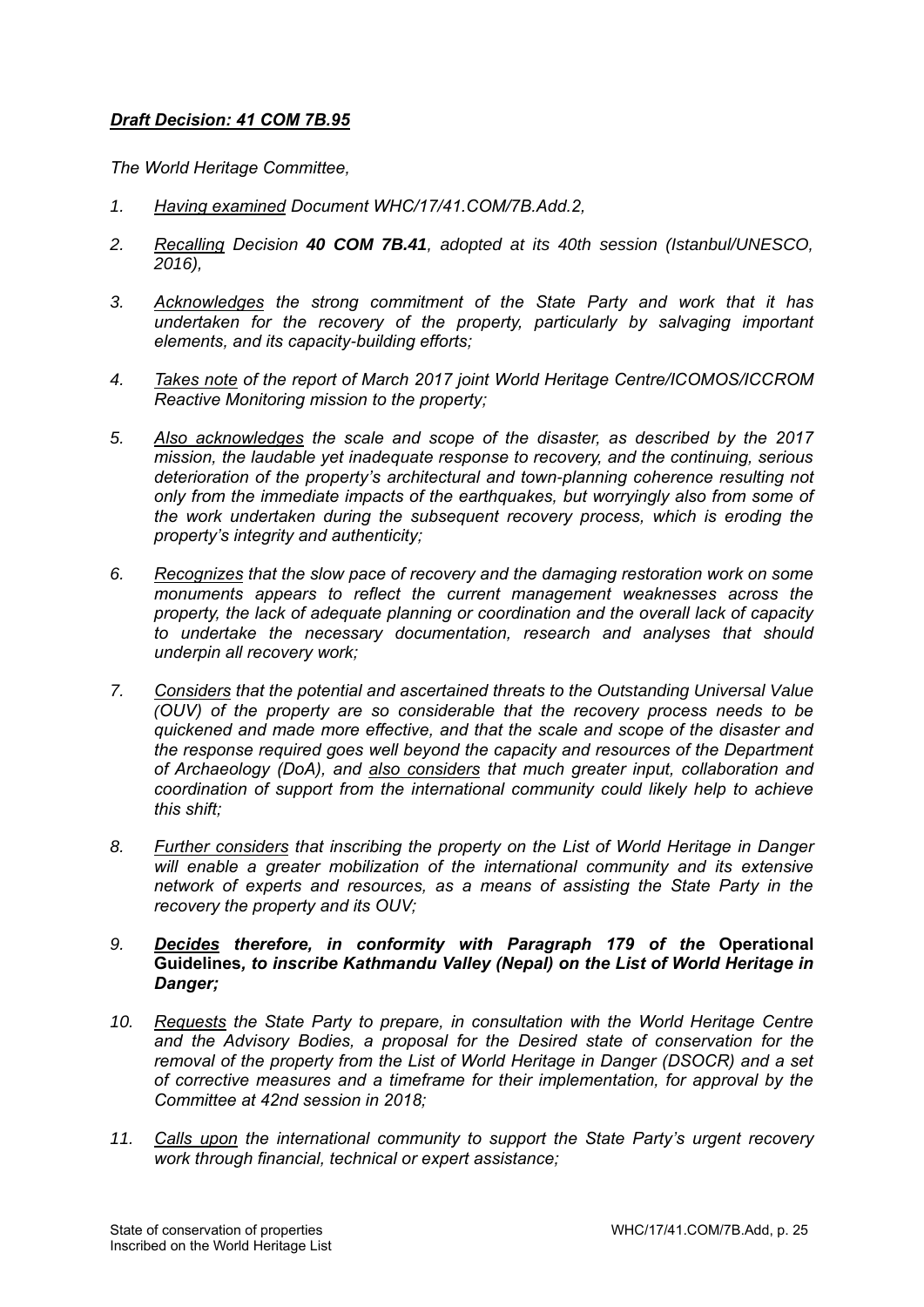***Draft Decision: 41 COM 7B.95***

*The World Heritage Committee,*

1. *Having examined Document WHC/17/41.COM/7B.Add.2,*

2. *Recalling Decision **40 COM 7B.41**, adopted at its 40th session (Istanbul/UNESCO, 2016),*

3. *Acknowledges the strong commitment of the State Party and work that it has undertaken for the recovery of the property, particularly by salvaging important elements, and its capacity-building efforts;*

4. *Takes note of the report of March 2017 joint World Heritage Centre/ICOMOS/ICCROM Reactive Monitoring mission to the property;*

5. *Also acknowledges the scale and scope of the disaster, as described by the 2017 mission, the laudable yet inadequate response to recovery, and the continuing, serious deterioration of the property's architectural and town-planning coherence resulting not only from the immediate impacts of the earthquakes, but worryingly also from some of the work undertaken during the subsequent recovery process, which is eroding the property's integrity and authenticity;*

6. *Recognizes that the slow pace of recovery and the damaging restoration work on some monuments appears to reflect the current management weaknesses across the property, the lack of adequate planning or coordination and the overall lack of capacity to undertake the necessary documentation, research and analyses that should underpin all recovery work;*

7. *Considers that the potential and ascertained threats to the Outstanding Universal Value (OUV) of the property are so considerable that the recovery process needs to be quickened and made more effective, and that the scale and scope of the disaster and the response required goes well beyond the capacity and resources of the Department of Archaeology (DoA), and also considers that much greater input, collaboration and coordination of support from the international community could likely help to achieve this shift;*

8. *Further considers that inscribing the property on the List of World Heritage in Danger will enable a greater mobilization of the international community and its extensive network of experts and resources, as a means of assisting the State Party in the recovery the property and its OUV;*

9. ***Decides therefore, in conformity with Paragraph 179 of the* Operational Guidelines*, to inscribe Kathmandu Valley (Nepal) on the List of World Heritage in Danger;***

10. *Requests the State Party to prepare, in consultation with the World Heritage Centre and the Advisory Bodies, a proposal for the Desired state of conservation for the removal of the property from the List of World Heritage in Danger (DSOCR) and a set of corrective measures and a timeframe for their implementation, for approval by the Committee at 42nd session in 2018;*

11. *Calls upon the international community to support the State Party's urgent recovery work through financial, technical or expert assistance;*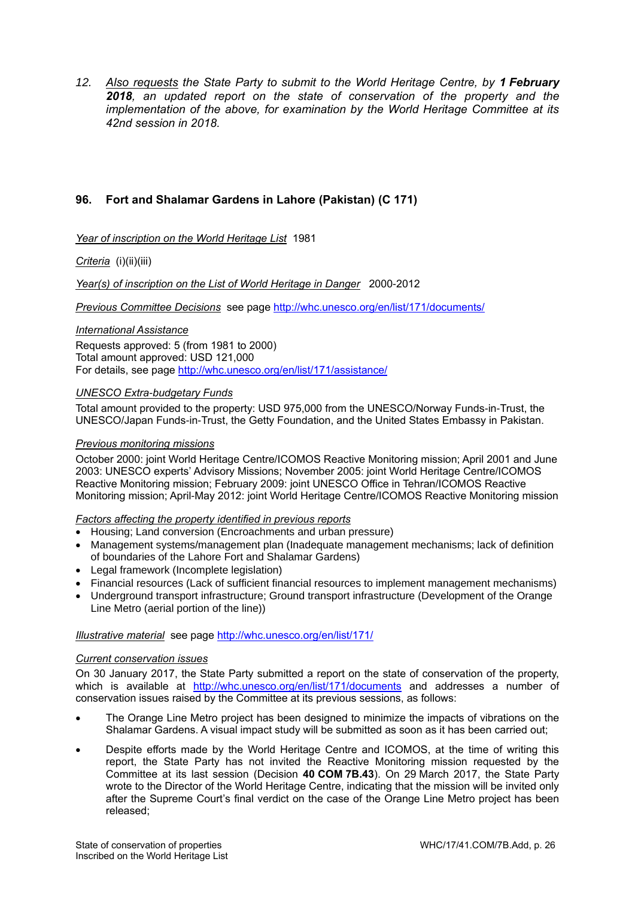12. *Also requests the State Party to submit to the World Heritage Centre, by **1 February 2018**, an updated report on the state of conservation of the property and the implementation of the above, for examination by the World Heritage Committee at its 42nd session in 2018.*

## 96. Fort and Shalamar Gardens in Lahore (Pakistan) (C 171)

*Year of inscription on the World Heritage List* 1981

*Criteria* (i)(ii)(iii)

*Year(s) of inscription on the List of World Heritage in Danger* 2000-2012

*Previous Committee Decisions* see page http://whc.unesco.org/en/list/171/documents/

*International Assistance*

Requests approved: 5 (from 1981 to 2000)
Total amount approved: USD 121,000
For details, see page http://whc.unesco.org/en/list/171/assistance/

*UNESCO Extra-budgetary Funds*

Total amount provided to the property: USD 975,000 from the UNESCO/Norway Funds-in-Trust, the UNESCO/Japan Funds-in-Trust, the Getty Foundation, and the United States Embassy in Pakistan.

*Previous monitoring missions*

October 2000: joint World Heritage Centre/ICOMOS Reactive Monitoring mission; April 2001 and June 2003: UNESCO experts' Advisory Missions; November 2005: joint World Heritage Centre/ICOMOS Reactive Monitoring mission; February 2009: joint UNESCO Office in Tehran/ICOMOS Reactive Monitoring mission; April-May 2012: joint World Heritage Centre/ICOMOS Reactive Monitoring mission

*Factors affecting the property identified in previous reports*

- Housing; Land conversion (Encroachments and urban pressure)
- Management systems/management plan (Inadequate management mechanisms; lack of definition of boundaries of the Lahore Fort and Shalamar Gardens)
- Legal framework (Incomplete legislation)
- Financial resources (Lack of sufficient financial resources to implement management mechanisms)
- Underground transport infrastructure; Ground transport infrastructure (Development of the Orange Line Metro (aerial portion of the line))

*Illustrative material* see page http://whc.unesco.org/en/list/171/

*Current conservation issues*

On 30 January 2017, the State Party submitted a report on the state of conservation of the property, which is available at http://whc.unesco.org/en/list/171/documents and addresses a number of conservation issues raised by the Committee at its previous sessions, as follows:

- The Orange Line Metro project has been designed to minimize the impacts of vibrations on the Shalamar Gardens. A visual impact study will be submitted as soon as it has been carried out;
- Despite efforts made by the World Heritage Centre and ICOMOS, at the time of writing this report, the State Party has not invited the Reactive Monitoring mission requested by the Committee at its last session (Decision **40 COM 7B.43**). On 29 March 2017, the State Party wrote to the Director of the World Heritage Centre, indicating that the mission will be invited only after the Supreme Court's final verdict on the case of the Orange Line Metro project has been released;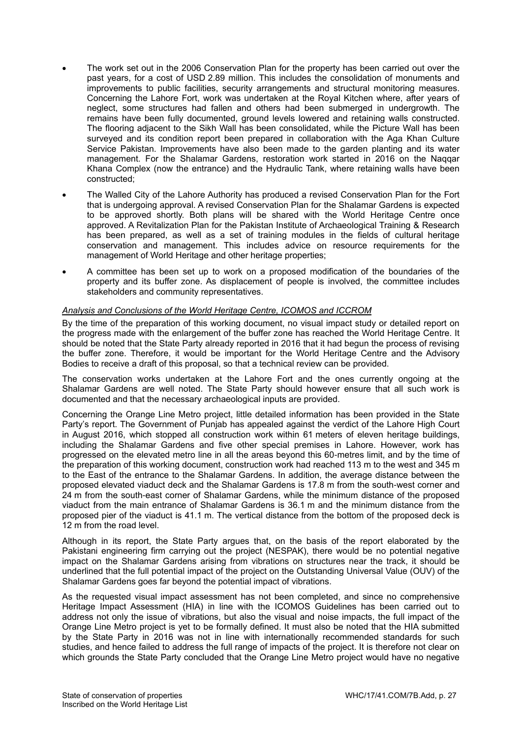- The work set out in the 2006 Conservation Plan for the property has been carried out over the past years, for a cost of USD 2.89 million. This includes the consolidation of monuments and improvements to public facilities, security arrangements and structural monitoring measures. Concerning the Lahore Fort, work was undertaken at the Royal Kitchen where, after years of neglect, some structures had fallen and others had been submerged in undergrowth. The remains have been fully documented, ground levels lowered and retaining walls constructed. The flooring adjacent to the Sikh Wall has been consolidated, while the Picture Wall has been surveyed and its condition report been prepared in collaboration with the Aga Khan Culture Service Pakistan. Improvements have also been made to the garden planting and its water management. For the Shalamar Gardens, restoration work started in 2016 on the Naqqar Khana Complex (now the entrance) and the Hydraulic Tank, where retaining walls have been constructed;
- The Walled City of the Lahore Authority has produced a revised Conservation Plan for the Fort that is undergoing approval. A revised Conservation Plan for the Shalamar Gardens is expected to be approved shortly. Both plans will be shared with the World Heritage Centre once approved. A Revitalization Plan for the Pakistan Institute of Archaeological Training & Research has been prepared, as well as a set of training modules in the fields of cultural heritage conservation and management. This includes advice on resource requirements for the management of World Heritage and other heritage properties;
- A committee has been set up to work on a proposed modification of the boundaries of the property and its buffer zone. As displacement of people is involved, the committee includes stakeholders and community representatives.

*Analysis and Conclusions of the World Heritage Centre, ICOMOS and ICCROM*

By the time of the preparation of this working document, no visual impact study or detailed report on the progress made with the enlargement of the buffer zone has reached the World Heritage Centre. It should be noted that the State Party already reported in 2016 that it had begun the process of revising the buffer zone. Therefore, it would be important for the World Heritage Centre and the Advisory Bodies to receive a draft of this proposal, so that a technical review can be provided.

The conservation works undertaken at the Lahore Fort and the ones currently ongoing at the Shalamar Gardens are well noted. The State Party should however ensure that all such work is documented and that the necessary archaeological inputs are provided.

Concerning the Orange Line Metro project, little detailed information has been provided in the State Party's report. The Government of Punjab has appealed against the verdict of the Lahore High Court in August 2016, which stopped all construction work within 61 meters of eleven heritage buildings, including the Shalamar Gardens and five other special premises in Lahore. However, work has progressed on the elevated metro line in all the areas beyond this 60-metres limit, and by the time of the preparation of this working document, construction work had reached 113 m to the west and 345 m to the East of the entrance to the Shalamar Gardens. In addition, the average distance between the proposed elevated viaduct deck and the Shalamar Gardens is 17.8 m from the south-west corner and 24 m from the south-east corner of Shalamar Gardens, while the minimum distance of the proposed viaduct from the main entrance of Shalamar Gardens is 36.1 m and the minimum distance from the proposed pier of the viaduct is 41.1 m. The vertical distance from the bottom of the proposed deck is 12 m from the road level.

Although in its report, the State Party argues that, on the basis of the report elaborated by the Pakistani engineering firm carrying out the project (NESPAK), there would be no potential negative impact on the Shalamar Gardens arising from vibrations on structures near the track, it should be underlined that the full potential impact of the project on the Outstanding Universal Value (OUV) of the Shalamar Gardens goes far beyond the potential impact of vibrations.

As the requested visual impact assessment has not been completed, and since no comprehensive Heritage Impact Assessment (HIA) in line with the ICOMOS Guidelines has been carried out to address not only the issue of vibrations, but also the visual and noise impacts, the full impact of the Orange Line Metro project is yet to be formally defined. It must also be noted that the HIA submitted by the State Party in 2016 was not in line with internationally recommended standards for such studies, and hence failed to address the full range of impacts of the project. It is therefore not clear on which grounds the State Party concluded that the Orange Line Metro project would have no negative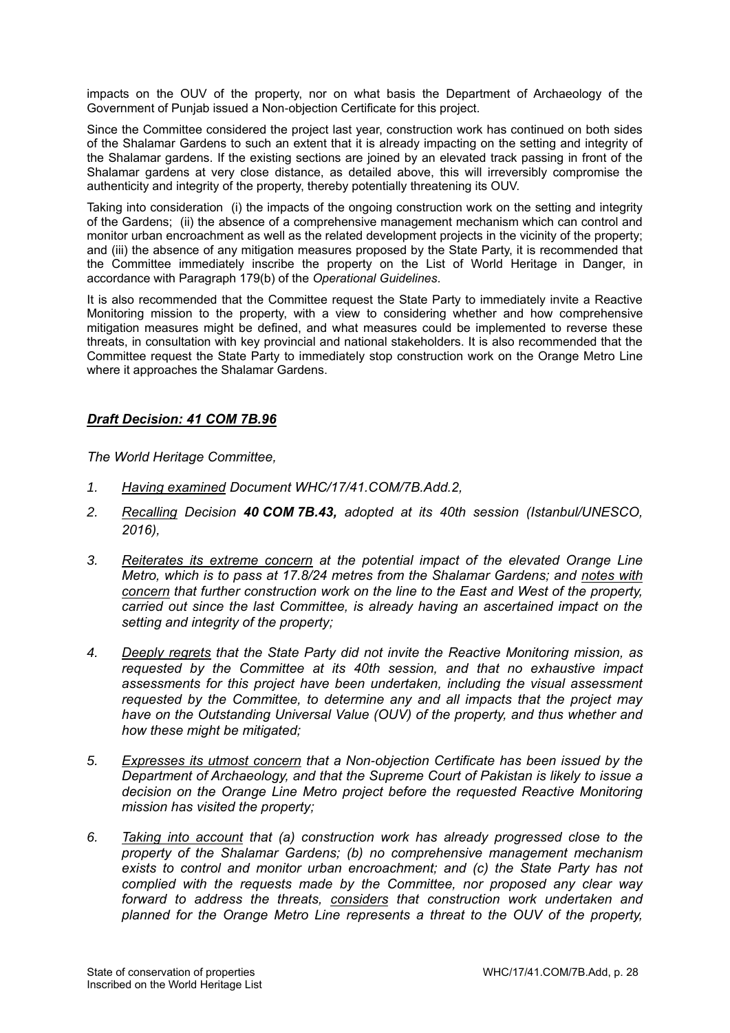impacts on the OUV of the property, nor on what basis the Department of Archaeology of the Government of Punjab issued a Non-objection Certificate for this project.

Since the Committee considered the project last year, construction work has continued on both sides of the Shalamar Gardens to such an extent that it is already impacting on the setting and integrity of the Shalamar gardens. If the existing sections are joined by an elevated track passing in front of the Shalamar gardens at very close distance, as detailed above, this will irreversibly compromise the authenticity and integrity of the property, thereby potentially threatening its OUV.

Taking into consideration (i) the impacts of the ongoing construction work on the setting and integrity of the Gardens; (ii) the absence of a comprehensive management mechanism which can control and monitor urban encroachment as well as the related development projects in the vicinity of the property; and (iii) the absence of any mitigation measures proposed by the State Party, it is recommended that the Committee immediately inscribe the property on the List of World Heritage in Danger, in accordance with Paragraph 179(b) of the *Operational Guidelines*.

It is also recommended that the Committee request the State Party to immediately invite a Reactive Monitoring mission to the property, with a view to considering whether and how comprehensive mitigation measures might be defined, and what measures could be implemented to reverse these threats, in consultation with key provincial and national stakeholders. It is also recommended that the Committee request the State Party to immediately stop construction work on the Orange Metro Line where it approaches the Shalamar Gardens.

## *Draft Decision: 41 COM 7B.96*

*The World Heritage Committee,*

1. *Having examined Document WHC/17/41.COM/7B.Add.2,*
2. *Recalling Decision **40 COM 7B.43,** adopted at its 40th session (Istanbul/UNESCO, 2016),*
3. *Reiterates its extreme concern at the potential impact of the elevated Orange Line Metro, which is to pass at 17.8/24 metres from the Shalamar Gardens; and notes with concern that further construction work on the line to the East and West of the property, carried out since the last Committee, is already having an ascertained impact on the setting and integrity of the property;*
4. *Deeply regrets that the State Party did not invite the Reactive Monitoring mission, as requested by the Committee at its 40th session, and that no exhaustive impact assessments for this project have been undertaken, including the visual assessment requested by the Committee, to determine any and all impacts that the project may have on the Outstanding Universal Value (OUV) of the property, and thus whether and how these might be mitigated;*
5. *Expresses its utmost concern that a Non-objection Certificate has been issued by the Department of Archaeology, and that the Supreme Court of Pakistan is likely to issue a decision on the Orange Line Metro project before the requested Reactive Monitoring mission has visited the property;*
6. *Taking into account that (a) construction work has already progressed close to the property of the Shalamar Gardens; (b) no comprehensive management mechanism exists to control and monitor urban encroachment; and (c) the State Party has not complied with the requests made by the Committee, nor proposed any clear way forward to address the threats, considers that construction work undertaken and planned for the Orange Metro Line represents a threat to the OUV of the property,*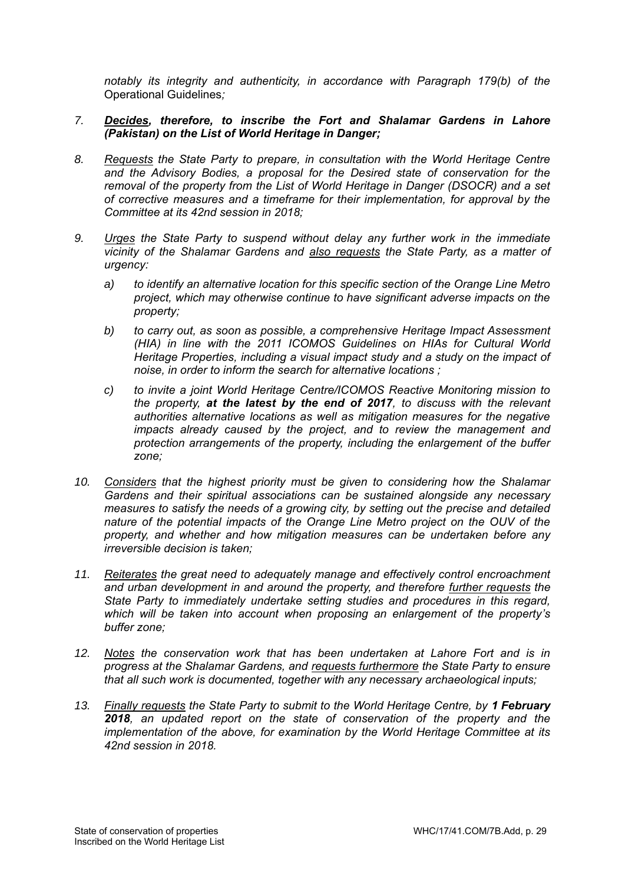*notably its integrity and authenticity, in accordance with Paragraph 179(b) of the* Operational Guidelines*;*

7. ***Decides, therefore, to inscribe the Fort and Shalamar Gardens in Lahore (Pakistan) on the List of World Heritage in Danger;***

8. *Requests the State Party to prepare, in consultation with the World Heritage Centre and the Advisory Bodies, a proposal for the Desired state of conservation for the removal of the property from the List of World Heritage in Danger (DSOCR) and a set of corrective measures and a timeframe for their implementation, for approval by the Committee at its 42nd session in 2018;*

9. *Urges the State Party to suspend without delay any further work in the immediate vicinity of the Shalamar Gardens and also requests the State Party, as a matter of urgency:*

   a) *to identify an alternative location for this specific section of the Orange Line Metro project, which may otherwise continue to have significant adverse impacts on the property;*

   b) *to carry out, as soon as possible, a comprehensive Heritage Impact Assessment (HIA) in line with the 2011 ICOMOS Guidelines on HIAs for Cultural World Heritage Properties, including a visual impact study and a study on the impact of noise, in order to inform the search for alternative locations ;*

   c) *to invite a joint World Heritage Centre/ICOMOS Reactive Monitoring mission to the property, **at the latest by the end of 2017**, to discuss with the relevant authorities alternative locations as well as mitigation measures for the negative impacts already caused by the project, and to review the management and protection arrangements of the property, including the enlargement of the buffer zone;*

10. *Considers that the highest priority must be given to considering how the Shalamar Gardens and their spiritual associations can be sustained alongside any necessary measures to satisfy the needs of a growing city, by setting out the precise and detailed nature of the potential impacts of the Orange Line Metro project on the OUV of the property, and whether and how mitigation measures can be undertaken before any irreversible decision is taken;*

11. *Reiterates the great need to adequately manage and effectively control encroachment and urban development in and around the property, and therefore further requests the State Party to immediately undertake setting studies and procedures in this regard, which will be taken into account when proposing an enlargement of the property's buffer zone;*

12. *Notes the conservation work that has been undertaken at Lahore Fort and is in progress at the Shalamar Gardens, and requests furthermore the State Party to ensure that all such work is documented, together with any necessary archaeological inputs;*

13. *Finally requests the State Party to submit to the World Heritage Centre, by **1 February 2018**, an updated report on the state of conservation of the property and the implementation of the above, for examination by the World Heritage Committee at its 42nd session in 2018.*